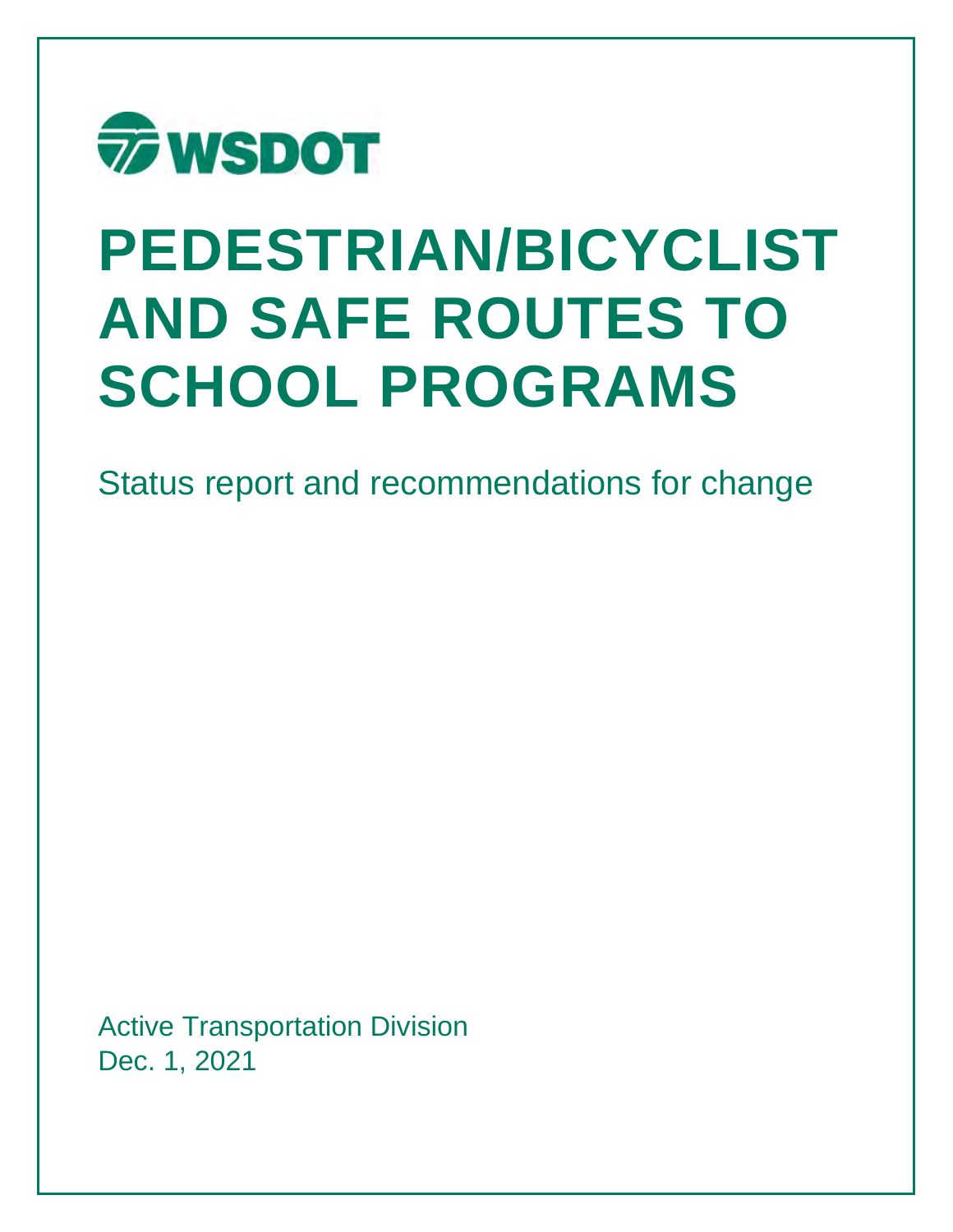WSDOT

# PEDESTRIAN/BICYCLIST AND SAFE ROUTES TO SCHOOL PROGRAMS

Status report and recommendations for change

Active Transportation Division
Dec. 1, 2021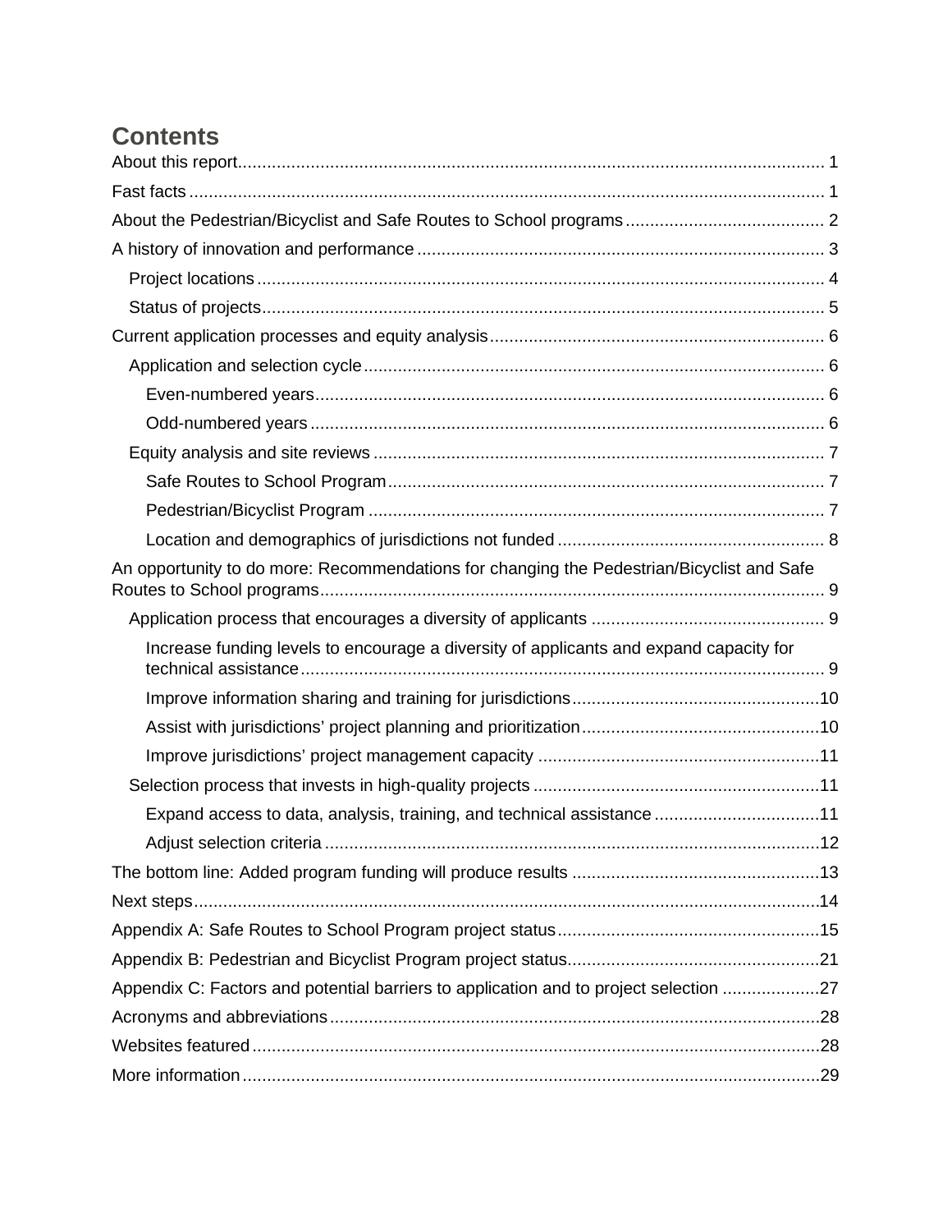# Contents

- About this report 1
- Fast facts 1
- About the Pedestrian/Bicyclist and Safe Routes to School programs 2
- A history of innovation and performance 3
  - Project locations 4
  - Status of projects 5
- Current application processes and equity analysis 6
  - Application and selection cycle 6
    - Even-numbered years 6
    - Odd-numbered years 6
  - Equity analysis and site reviews 7
    - Safe Routes to School Program 7
    - Pedestrian/Bicyclist Program 7
    - Location and demographics of jurisdictions not funded 8
- An opportunity to do more: Recommendations for changing the Pedestrian/Bicyclist and Safe Routes to School programs 9
  - Application process that encourages a diversity of applicants 9
    - Increase funding levels to encourage a diversity of applicants and expand capacity for technical assistance 9
    - Improve information sharing and training for jurisdictions 10
    - Assist with jurisdictions' project planning and prioritization 10
    - Improve jurisdictions' project management capacity 11
  - Selection process that invests in high-quality projects 11
    - Expand access to data, analysis, training, and technical assistance 11
    - Adjust selection criteria 12
- The bottom line: Added program funding will produce results 13
- Next steps 14
- Appendix A: Safe Routes to School Program project status 15
- Appendix B: Pedestrian and Bicyclist Program project status 21
- Appendix C: Factors and potential barriers to application and to project selection 27
- Acronyms and abbreviations 28
- Websites featured 28
- More information 29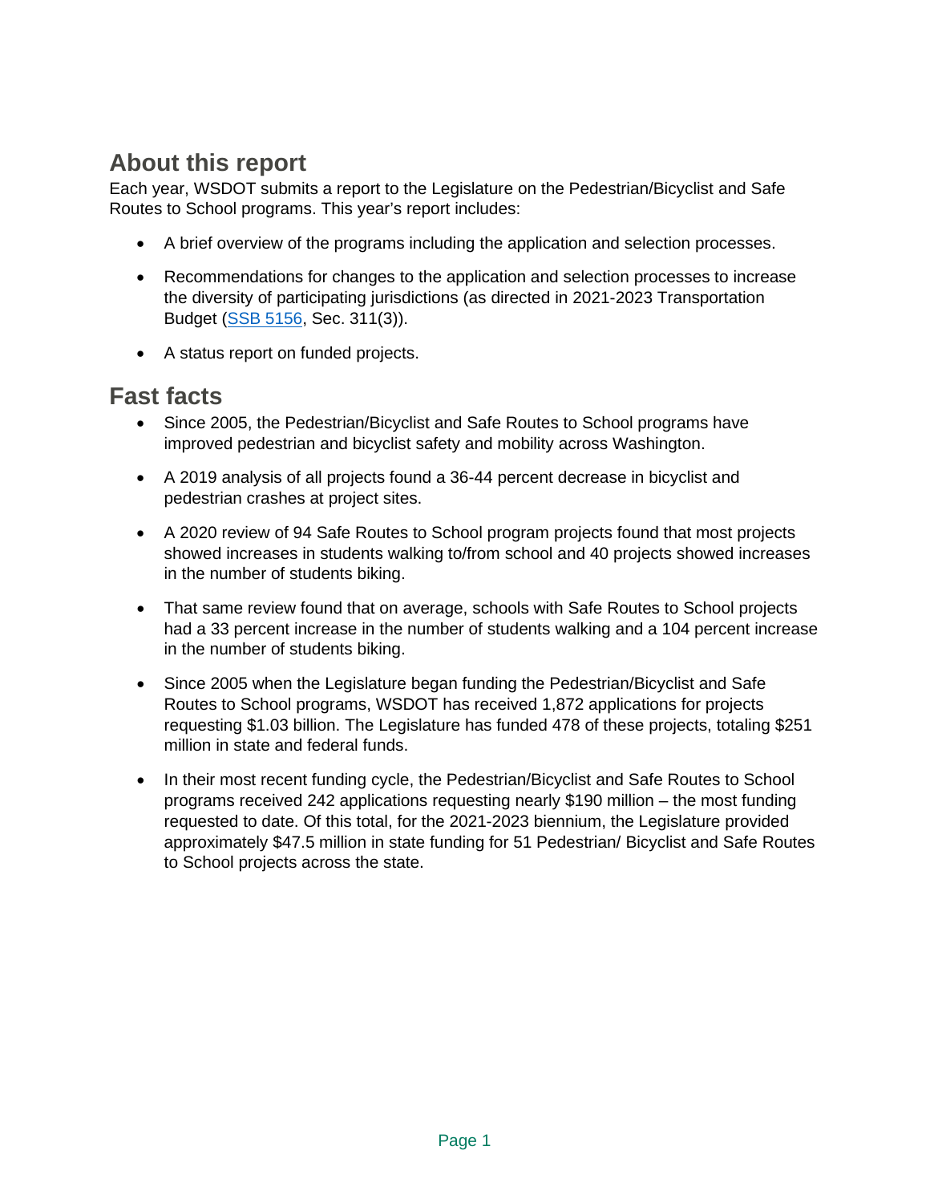## About this report

Each year, WSDOT submits a report to the Legislature on the Pedestrian/Bicyclist and Safe Routes to School programs. This year's report includes:

- A brief overview of the programs including the application and selection processes.
- Recommendations for changes to the application and selection processes to increase the diversity of participating jurisdictions (as directed in 2021-2023 Transportation Budget (SSB 5156, Sec. 311(3)).
- A status report on funded projects.

## Fast facts

- Since 2005, the Pedestrian/Bicyclist and Safe Routes to School programs have improved pedestrian and bicyclist safety and mobility across Washington.
- A 2019 analysis of all projects found a 36-44 percent decrease in bicyclist and pedestrian crashes at project sites.
- A 2020 review of 94 Safe Routes to School program projects found that most projects showed increases in students walking to/from school and 40 projects showed increases in the number of students biking.
- That same review found that on average, schools with Safe Routes to School projects had a 33 percent increase in the number of students walking and a 104 percent increase in the number of students biking.
- Since 2005 when the Legislature began funding the Pedestrian/Bicyclist and Safe Routes to School programs, WSDOT has received 1,872 applications for projects requesting $1.03 billion. The Legislature has funded 478 of these projects, totaling $251 million in state and federal funds.
- In their most recent funding cycle, the Pedestrian/Bicyclist and Safe Routes to School programs received 242 applications requesting nearly $190 million – the most funding requested to date. Of this total, for the 2021-2023 biennium, the Legislature provided approximately $47.5 million in state funding for 51 Pedestrian/ Bicyclist and Safe Routes to School projects across the state.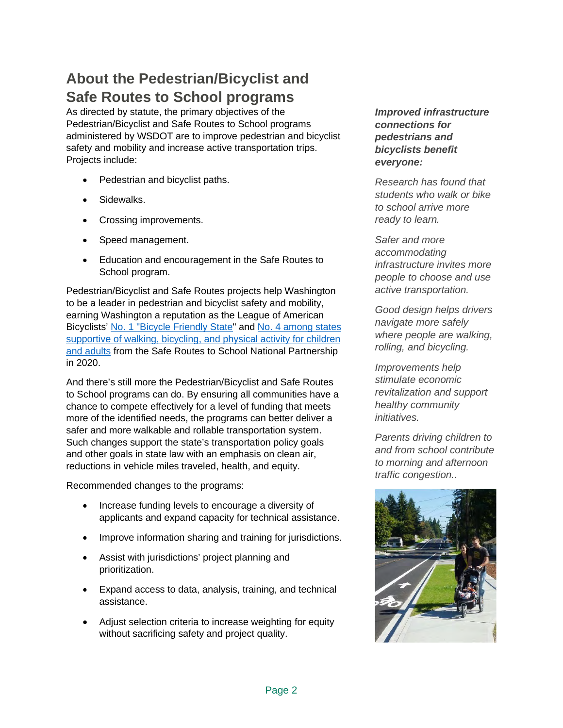## About the Pedestrian/Bicyclist and Safe Routes to School programs

As directed by statute, the primary objectives of the Pedestrian/Bicyclist and Safe Routes to School programs administered by WSDOT are to improve pedestrian and bicyclist safety and mobility and increase active transportation trips. Projects include:

- Pedestrian and bicyclist paths.
- Sidewalks.
- Crossing improvements.
- Speed management.
- Education and encouragement in the Safe Routes to School program.

Pedestrian/Bicyclist and Safe Routes projects help Washington to be a leader in pedestrian and bicyclist safety and mobility, earning Washington a reputation as the League of American Bicyclists' No. 1 "Bicycle Friendly State" and No. 4 among states supportive of walking, bicycling, and physical activity for children and adults from the Safe Routes to School National Partnership in 2020.

And there's still more the Pedestrian/Bicyclist and Safe Routes to School programs can do. By ensuring all communities have a chance to compete effectively for a level of funding that meets more of the identified needs, the programs can better deliver a safer and more walkable and rollable transportation system. Such changes support the state's transportation policy goals and other goals in state law with an emphasis on clean air, reductions in vehicle miles traveled, health, and equity.

Recommended changes to the programs:

- Increase funding levels to encourage a diversity of applicants and expand capacity for technical assistance.
- Improve information sharing and training for jurisdictions.
- Assist with jurisdictions' project planning and prioritization.
- Expand access to data, analysis, training, and technical assistance.
- Adjust selection criteria to increase weighting for equity without sacrificing safety and project quality.

***Improved infrastructure connections for pedestrians and bicyclists benefit everyone:***

*Research has found that students who walk or bike to school arrive more ready to learn.*

*Safer and more accommodating infrastructure invites more people to choose and use active transportation.*

*Good design helps drivers navigate more safely where people are walking, rolling, and bicycling.*

*Improvements help stimulate economic revitalization and support healthy community initiatives.*

*Parents driving children to and from school contribute to morning and afternoon traffic congestion..*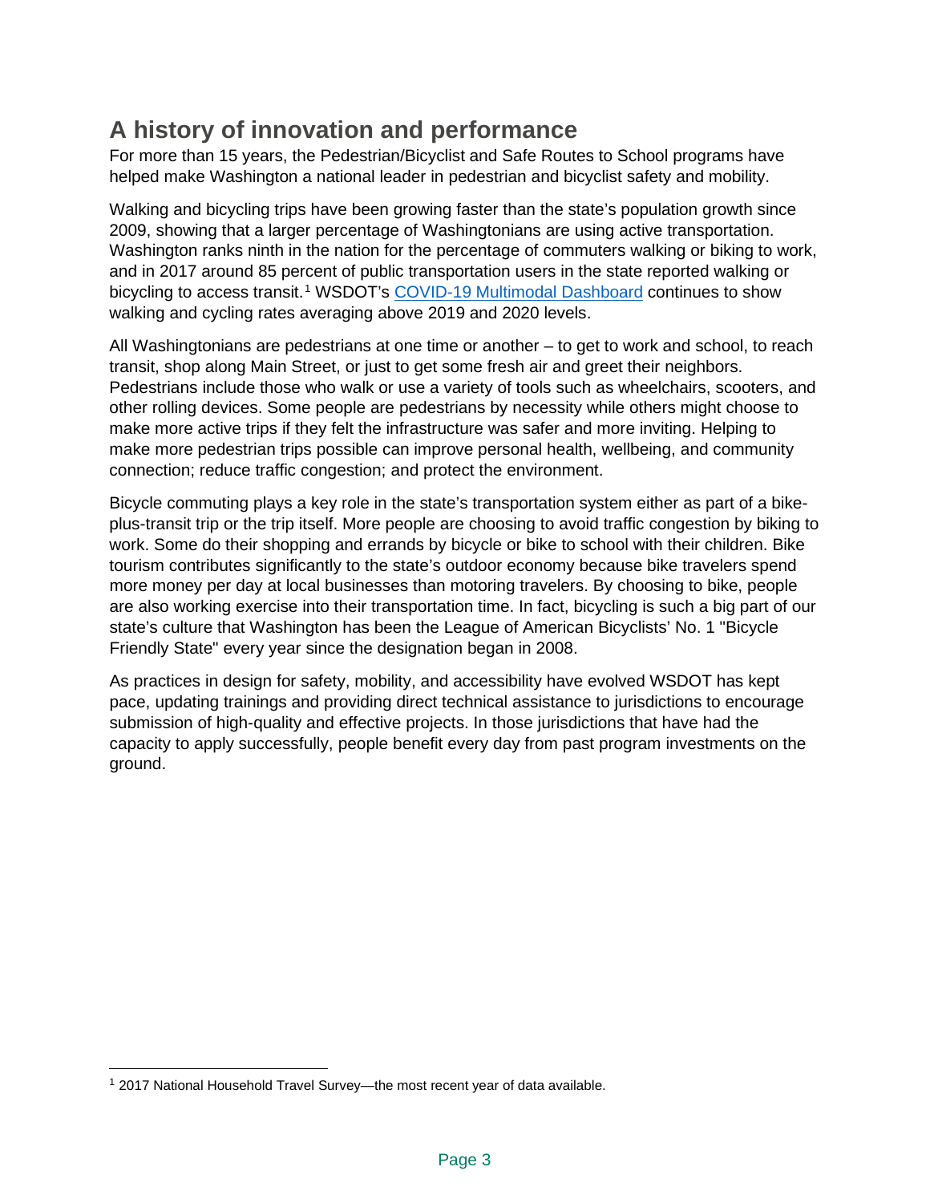## A history of innovation and performance

For more than 15 years, the Pedestrian/Bicyclist and Safe Routes to School programs have helped make Washington a national leader in pedestrian and bicyclist safety and mobility.

Walking and bicycling trips have been growing faster than the state's population growth since 2009, showing that a larger percentage of Washingtonians are using active transportation. Washington ranks ninth in the nation for the percentage of commuters walking or biking to work, and in 2017 around 85 percent of public transportation users in the state reported walking or bicycling to access transit.[1] WSDOT's [COVID-19 Multimodal Dashboard] continues to show walking and cycling rates averaging above 2019 and 2020 levels.

All Washingtonians are pedestrians at one time or another – to get to work and school, to reach transit, shop along Main Street, or just to get some fresh air and greet their neighbors. Pedestrians include those who walk or use a variety of tools such as wheelchairs, scooters, and other rolling devices. Some people are pedestrians by necessity while others might choose to make more active trips if they felt the infrastructure was safer and more inviting. Helping to make more pedestrian trips possible can improve personal health, wellbeing, and community connection; reduce traffic congestion; and protect the environment.

Bicycle commuting plays a key role in the state's transportation system either as part of a bike-plus-transit trip or the trip itself. More people are choosing to avoid traffic congestion by biking to work. Some do their shopping and errands by bicycle or bike to school with their children. Bike tourism contributes significantly to the state's outdoor economy because bike travelers spend more money per day at local businesses than motoring travelers. By choosing to bike, people are also working exercise into their transportation time. In fact, bicycling is such a big part of our state's culture that Washington has been the League of American Bicyclists' No. 1 "Bicycle Friendly State" every year since the designation began in 2008.

As practices in design for safety, mobility, and accessibility have evolved WSDOT has kept pace, updating trainings and providing direct technical assistance to jurisdictions to encourage submission of high-quality and effective projects. In those jurisdictions that have had the capacity to apply successfully, people benefit every day from past program investments on the ground.

[1] 2017 National Household Travel Survey—the most recent year of data available.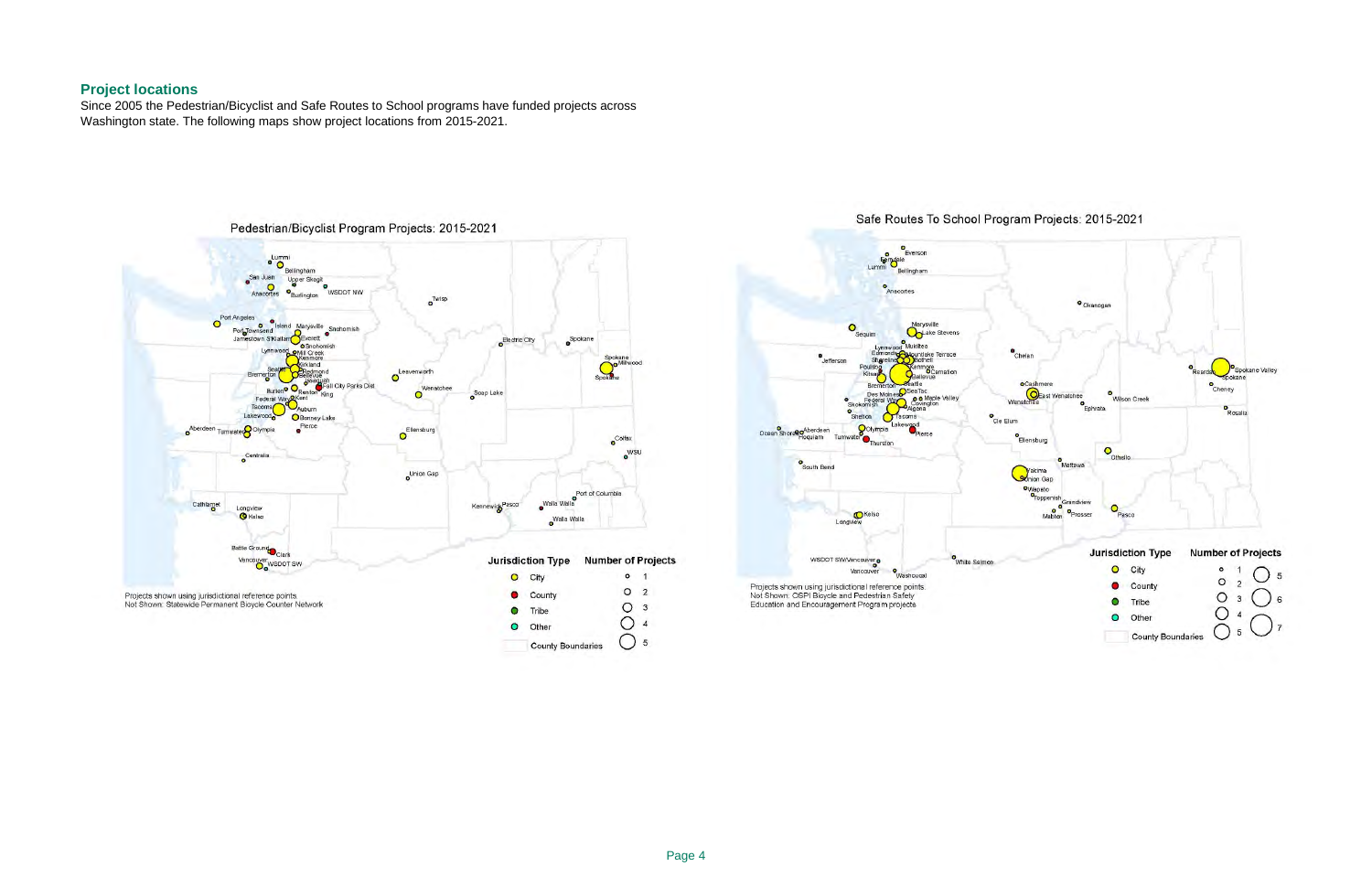## Project locations

Since 2005 the Pedestrian/Bicyclist and Safe Routes to School programs have funded projects across Washington state. The following maps show project locations from 2015-2021.

Pedestrian/Bicyclist Program Projects: 2015-2021

Projects shown using jurisdictional reference points.
Not Shown: Statewide Permanent Bicycle Counter Network

Safe Routes To School Program Projects: 2015-2021

Projects shown using jurisdictional reference points.
Not Shown: OSPI Bicycle and Pedestrian Safety Education and Encouragement Program projects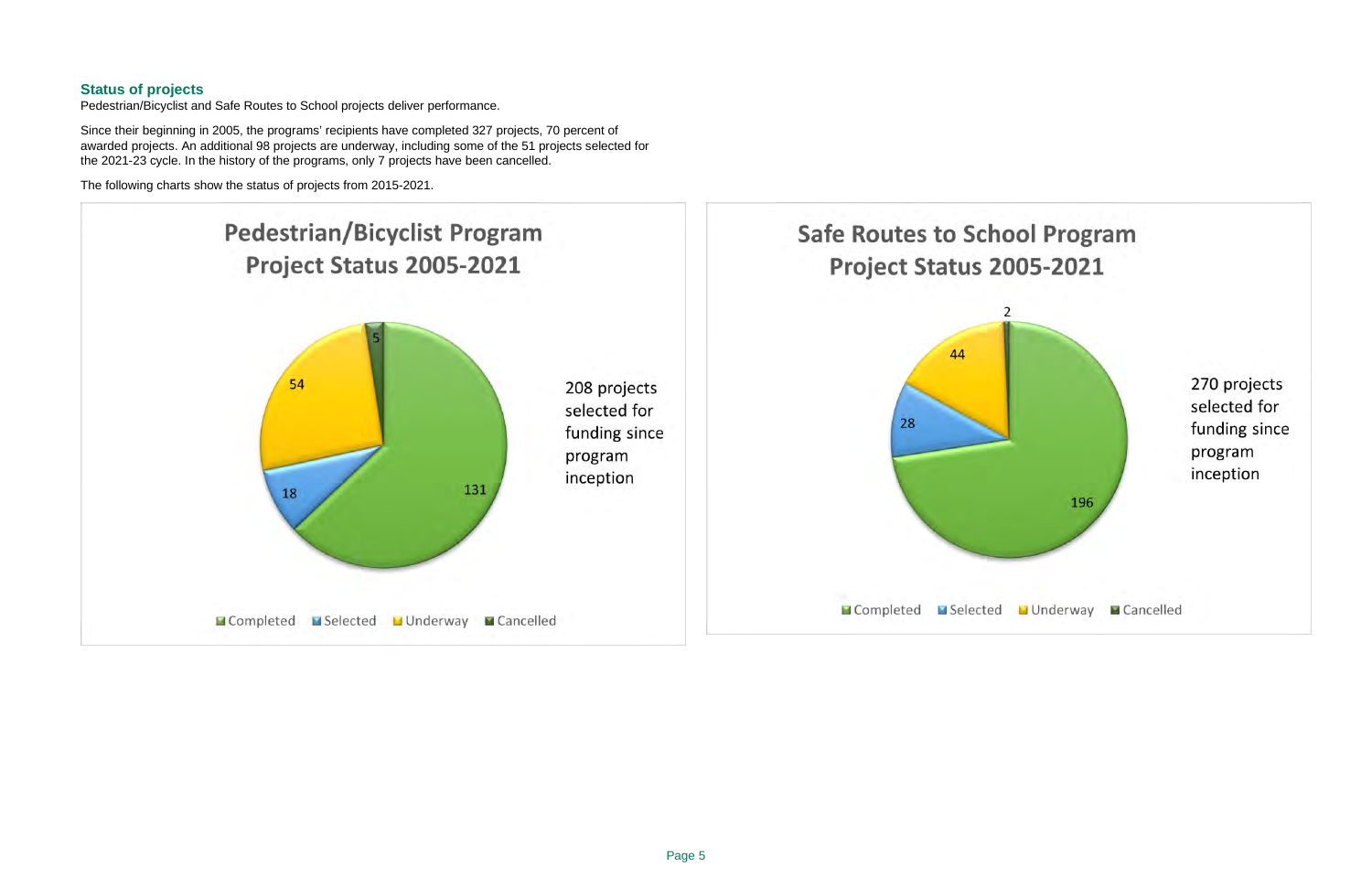## Status of projects

Pedestrian/Bicyclist and Safe Routes to School projects deliver performance.

Since their beginning in 2005, the programs' recipients have completed 327 projects, 70 percent of awarded projects. An additional 98 projects are underway, including some of the 51 projects selected for the 2021-23 cycle. In the history of the programs, only 7 projects have been cancelled.

The following charts show the status of projects from 2015-2021.

**Pedestrian/Bicyclist Program Project Status 2005-2021**

| Status | Projects |
| --- | --- |
| Completed | 131 |
| Selected | 18 |
| Underway | 54 |
| Cancelled | 5 |

208 projects selected for funding since program inception

**Safe Routes to School Program Project Status 2005-2021**

| Status | Projects |
| --- | --- |
| Completed | 196 |
| Selected | 28 |
| Underway | 44 |
| Cancelled | 2 |

270 projects selected for funding since program inception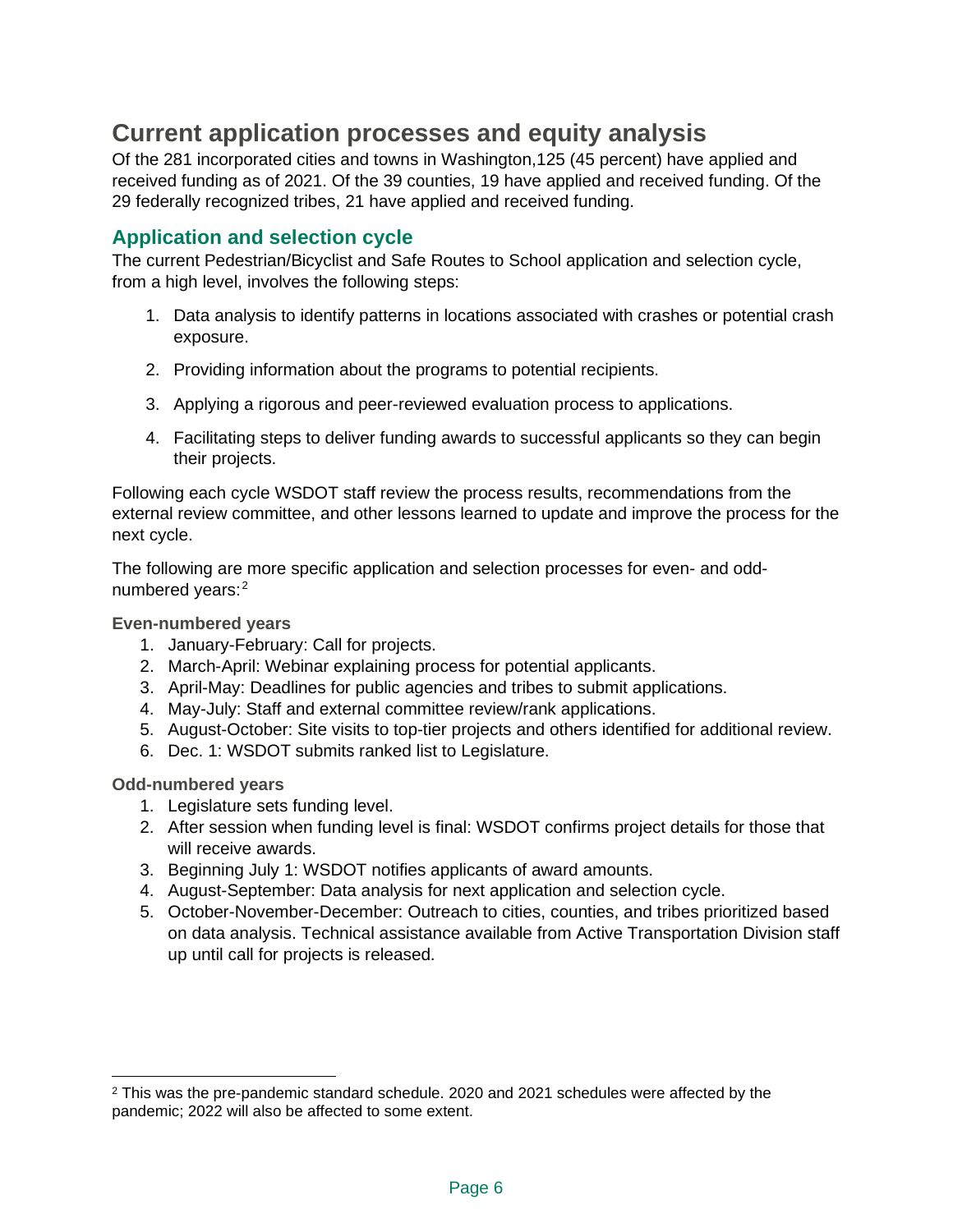# Current application processes and equity analysis

Of the 281 incorporated cities and towns in Washington,125 (45 percent) have applied and received funding as of 2021. Of the 39 counties, 19 have applied and received funding. Of the 29 federally recognized tribes, 21 have applied and received funding.

## Application and selection cycle

The current Pedestrian/Bicyclist and Safe Routes to School application and selection cycle, from a high level, involves the following steps:

1. Data analysis to identify patterns in locations associated with crashes or potential crash exposure.
2. Providing information about the programs to potential recipients.
3. Applying a rigorous and peer-reviewed evaluation process to applications.
4. Facilitating steps to deliver funding awards to successful applicants so they can begin their projects.

Following each cycle WSDOT staff review the process results, recommendations from the external review committee, and other lessons learned to update and improve the process for the next cycle.

The following are more specific application and selection processes for even- and odd-numbered years:[2]

### Even-numbered years

1. January-February: Call for projects.
2. March-April: Webinar explaining process for potential applicants.
3. April-May: Deadlines for public agencies and tribes to submit applications.
4. May-July: Staff and external committee review/rank applications.
5. August-October: Site visits to top-tier projects and others identified for additional review.
6. Dec. 1: WSDOT submits ranked list to Legislature.

### Odd-numbered years

1. Legislature sets funding level.
2. After session when funding level is final: WSDOT confirms project details for those that will receive awards.
3. Beginning July 1: WSDOT notifies applicants of award amounts.
4. August-September: Data analysis for next application and selection cycle.
5. October-November-December: Outreach to cities, counties, and tribes prioritized based on data analysis. Technical assistance available from Active Transportation Division staff up until call for projects is released.

---

[2] This was the pre-pandemic standard schedule. 2020 and 2021 schedules were affected by the pandemic; 2022 will also be affected to some extent.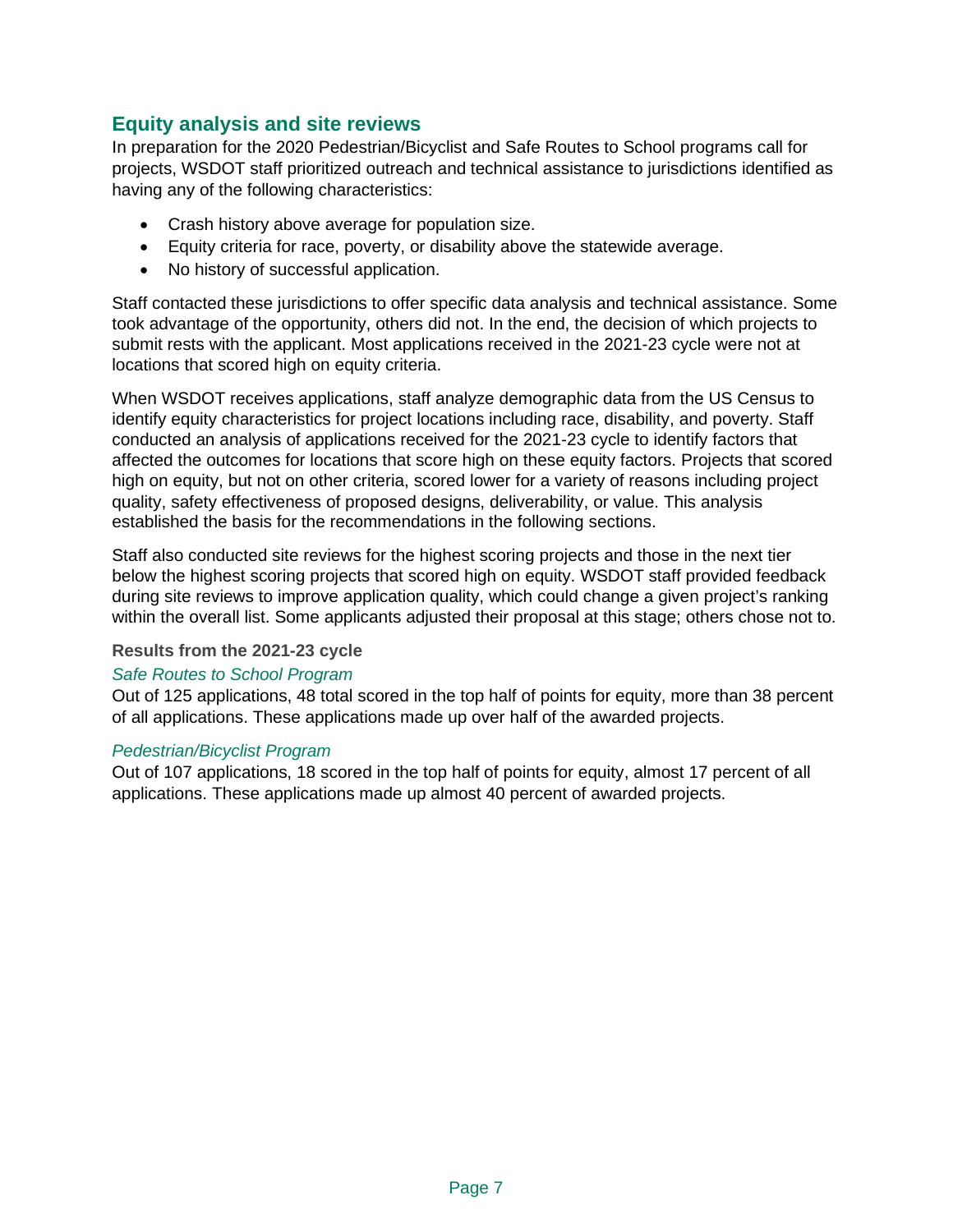## Equity analysis and site reviews

In preparation for the 2020 Pedestrian/Bicyclist and Safe Routes to School programs call for projects, WSDOT staff prioritized outreach and technical assistance to jurisdictions identified as having any of the following characteristics:

- Crash history above average for population size.
- Equity criteria for race, poverty, or disability above the statewide average.
- No history of successful application.

Staff contacted these jurisdictions to offer specific data analysis and technical assistance. Some took advantage of the opportunity, others did not. In the end, the decision of which projects to submit rests with the applicant. Most applications received in the 2021-23 cycle were not at locations that scored high on equity criteria.

When WSDOT receives applications, staff analyze demographic data from the US Census to identify equity characteristics for project locations including race, disability, and poverty. Staff conducted an analysis of applications received for the 2021-23 cycle to identify factors that affected the outcomes for locations that score high on these equity factors. Projects that scored high on equity, but not on other criteria, scored lower for a variety of reasons including project quality, safety effectiveness of proposed designs, deliverability, or value. This analysis established the basis for the recommendations in the following sections.

Staff also conducted site reviews for the highest scoring projects and those in the next tier below the highest scoring projects that scored high on equity. WSDOT staff provided feedback during site reviews to improve application quality, which could change a given project's ranking within the overall list. Some applicants adjusted their proposal at this stage; others chose not to.

#### Results from the 2021-23 cycle

*Safe Routes to School Program*

Out of 125 applications, 48 total scored in the top half of points for equity, more than 38 percent of all applications. These applications made up over half of the awarded projects.

*Pedestrian/Bicyclist Program*

Out of 107 applications, 18 scored in the top half of points for equity, almost 17 percent of all applications. These applications made up almost 40 percent of awarded projects.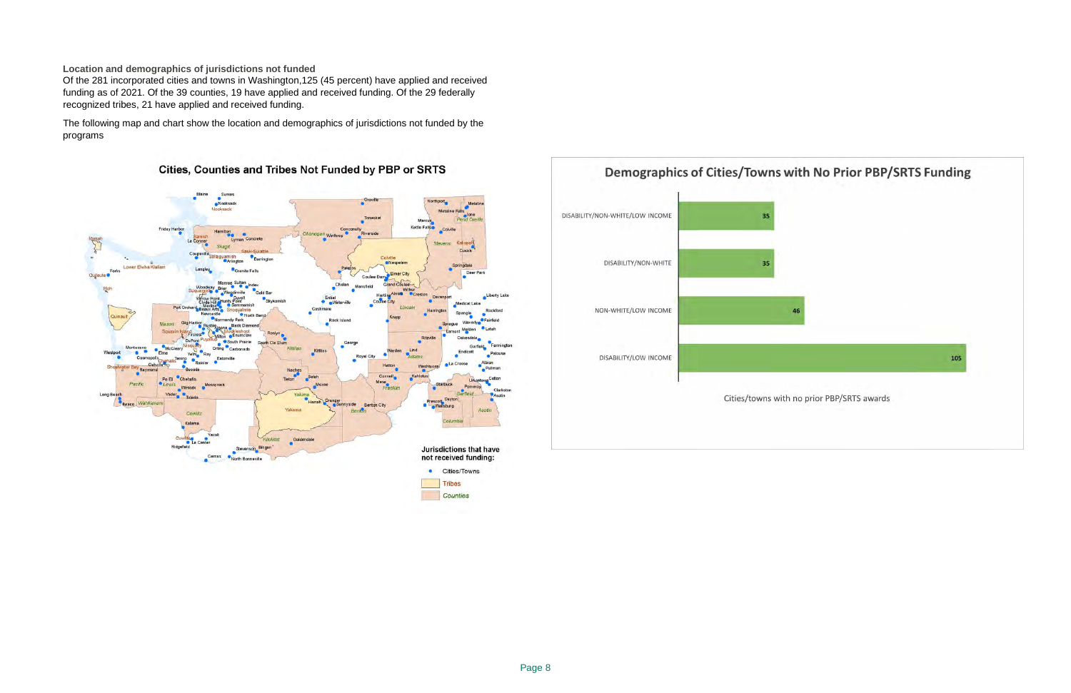**Location and demographics of jurisdictions not funded**

Of the 281 incorporated cities and towns in Washington,125 (45 percent) have applied and received funding as of 2021. Of the 39 counties, 19 have applied and received funding. Of the 29 federally recognized tribes, 21 have applied and received funding.

The following map and chart show the location and demographics of jurisdictions not funded by the programs

**Cities, Counties and Tribes Not Funded by PBP or SRTS**

Jurisdictions that have not received funding:

- Cities/Towns
- Tribes
- Counties

**Demographics of Cities/Towns with No Prior PBP/SRTS Funding**

| Category | Cities/towns with no prior PBP/SRTS awards |
|---|---|
| DISABILITY/NON-WHITE/LOW INCOME | 35 |
| DISABILITY/NON-WHITE | 35 |
| NON-WHITE/LOW INCOME | 46 |
| DISABILITY/LOW INCOME | 105 |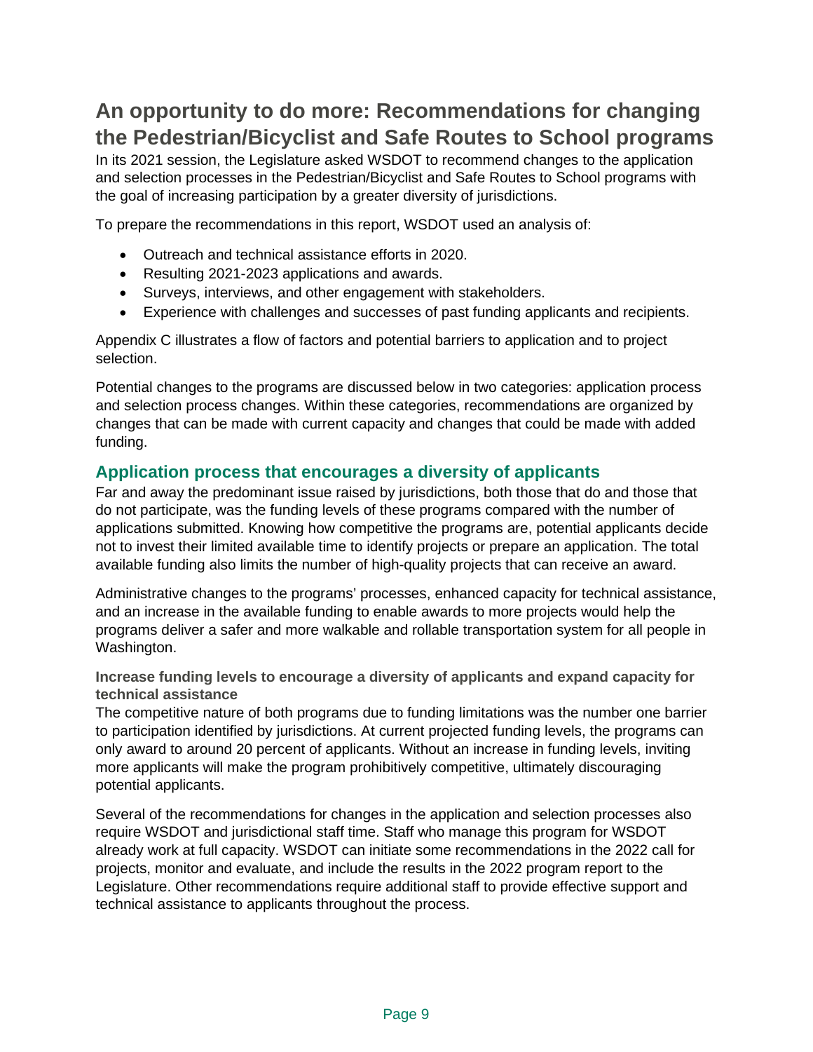# An opportunity to do more: Recommendations for changing the Pedestrian/Bicyclist and Safe Routes to School programs

In its 2021 session, the Legislature asked WSDOT to recommend changes to the application and selection processes in the Pedestrian/Bicyclist and Safe Routes to School programs with the goal of increasing participation by a greater diversity of jurisdictions.

To prepare the recommendations in this report, WSDOT used an analysis of:

- Outreach and technical assistance efforts in 2020.
- Resulting 2021-2023 applications and awards.
- Surveys, interviews, and other engagement with stakeholders.
- Experience with challenges and successes of past funding applicants and recipients.

Appendix C illustrates a flow of factors and potential barriers to application and to project selection.

Potential changes to the programs are discussed below in two categories: application process and selection process changes. Within these categories, recommendations are organized by changes that can be made with current capacity and changes that could be made with added funding.

## Application process that encourages a diversity of applicants

Far and away the predominant issue raised by jurisdictions, both those that do and those that do not participate, was the funding levels of these programs compared with the number of applications submitted. Knowing how competitive the programs are, potential applicants decide not to invest their limited available time to identify projects or prepare an application. The total available funding also limits the number of high-quality projects that can receive an award.

Administrative changes to the programs' processes, enhanced capacity for technical assistance, and an increase in the available funding to enable awards to more projects would help the programs deliver a safer and more walkable and rollable transportation system for all people in Washington.

### Increase funding levels to encourage a diversity of applicants and expand capacity for technical assistance

The competitive nature of both programs due to funding limitations was the number one barrier to participation identified by jurisdictions. At current projected funding levels, the programs can only award to around 20 percent of applicants. Without an increase in funding levels, inviting more applicants will make the program prohibitively competitive, ultimately discouraging potential applicants.

Several of the recommendations for changes in the application and selection processes also require WSDOT and jurisdictional staff time. Staff who manage this program for WSDOT already work at full capacity. WSDOT can initiate some recommendations in the 2022 call for projects, monitor and evaluate, and include the results in the 2022 program report to the Legislature. Other recommendations require additional staff to provide effective support and technical assistance to applicants throughout the process.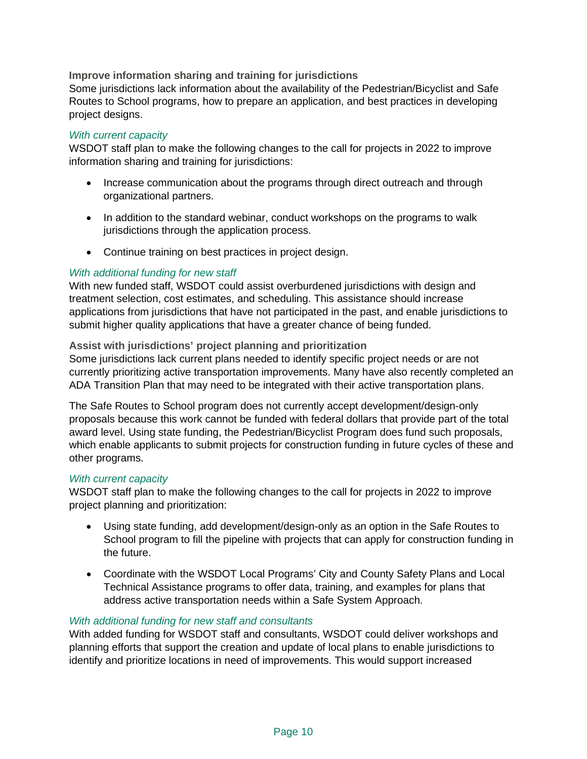### Improve information sharing and training for jurisdictions

Some jurisdictions lack information about the availability of the Pedestrian/Bicyclist and Safe Routes to School programs, how to prepare an application, and best practices in developing project designs.

#### *With current capacity*

WSDOT staff plan to make the following changes to the call for projects in 2022 to improve information sharing and training for jurisdictions:

- Increase communication about the programs through direct outreach and through organizational partners.
- In addition to the standard webinar, conduct workshops on the programs to walk jurisdictions through the application process.
- Continue training on best practices in project design.

#### *With additional funding for new staff*

With new funded staff, WSDOT could assist overburdened jurisdictions with design and treatment selection, cost estimates, and scheduling. This assistance should increase applications from jurisdictions that have not participated in the past, and enable jurisdictions to submit higher quality applications that have a greater chance of being funded.

### Assist with jurisdictions' project planning and prioritization

Some jurisdictions lack current plans needed to identify specific project needs or are not currently prioritizing active transportation improvements. Many have also recently completed an ADA Transition Plan that may need to be integrated with their active transportation plans.

The Safe Routes to School program does not currently accept development/design-only proposals because this work cannot be funded with federal dollars that provide part of the total award level. Using state funding, the Pedestrian/Bicyclist Program does fund such proposals, which enable applicants to submit projects for construction funding in future cycles of these and other programs.

#### *With current capacity*

WSDOT staff plan to make the following changes to the call for projects in 2022 to improve project planning and prioritization:

- Using state funding, add development/design-only as an option in the Safe Routes to School program to fill the pipeline with projects that can apply for construction funding in the future.
- Coordinate with the WSDOT Local Programs' City and County Safety Plans and Local Technical Assistance programs to offer data, training, and examples for plans that address active transportation needs within a Safe System Approach.

#### *With additional funding for new staff and consultants*

With added funding for WSDOT staff and consultants, WSDOT could deliver workshops and planning efforts that support the creation and update of local plans to enable jurisdictions to identify and prioritize locations in need of improvements. This would support increased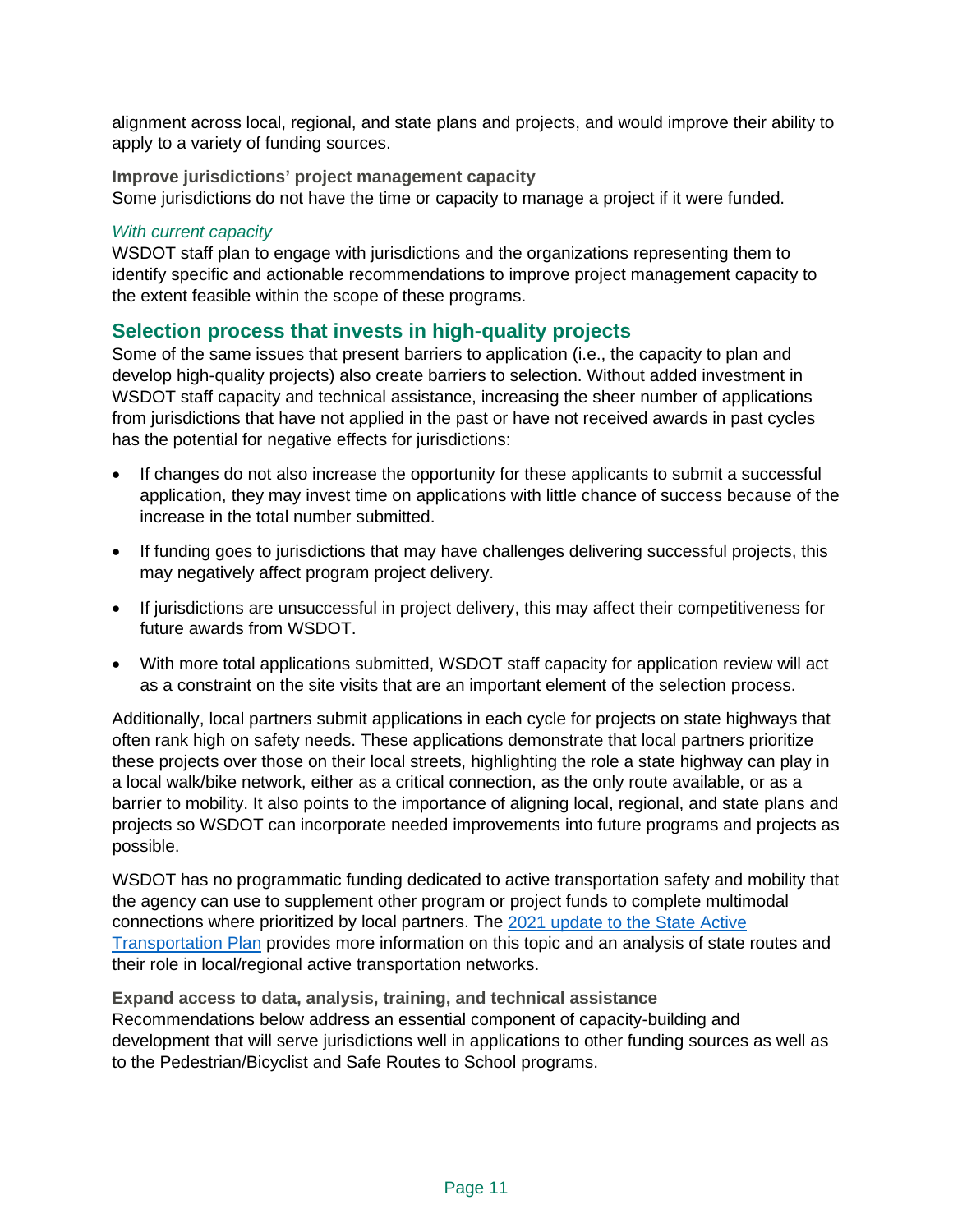alignment across local, regional, and state plans and projects, and would improve their ability to apply to a variety of funding sources.

**Improve jurisdictions' project management capacity**

Some jurisdictions do not have the time or capacity to manage a project if it were funded.

*With current capacity*

WSDOT staff plan to engage with jurisdictions and the organizations representing them to identify specific and actionable recommendations to improve project management capacity to the extent feasible within the scope of these programs.

## Selection process that invests in high-quality projects

Some of the same issues that present barriers to application (i.e., the capacity to plan and develop high-quality projects) also create barriers to selection. Without added investment in WSDOT staff capacity and technical assistance, increasing the sheer number of applications from jurisdictions that have not applied in the past or have not received awards in past cycles has the potential for negative effects for jurisdictions:

- If changes do not also increase the opportunity for these applicants to submit a successful application, they may invest time on applications with little chance of success because of the increase in the total number submitted.
- If funding goes to jurisdictions that may have challenges delivering successful projects, this may negatively affect program project delivery.
- If jurisdictions are unsuccessful in project delivery, this may affect their competitiveness for future awards from WSDOT.
- With more total applications submitted, WSDOT staff capacity for application review will act as a constraint on the site visits that are an important element of the selection process.

Additionally, local partners submit applications in each cycle for projects on state highways that often rank high on safety needs. These applications demonstrate that local partners prioritize these projects over those on their local streets, highlighting the role a state highway can play in a local walk/bike network, either as a critical connection, as the only route available, or as a barrier to mobility. It also points to the importance of aligning local, regional, and state plans and projects so WSDOT can incorporate needed improvements into future programs and projects as possible.

WSDOT has no programmatic funding dedicated to active transportation safety and mobility that the agency can use to supplement other program or project funds to complete multimodal connections where prioritized by local partners. The 2021 update to the State Active Transportation Plan provides more information on this topic and an analysis of state routes and their role in local/regional active transportation networks.

**Expand access to data, analysis, training, and technical assistance**

Recommendations below address an essential component of capacity-building and development that will serve jurisdictions well in applications to other funding sources as well as to the Pedestrian/Bicyclist and Safe Routes to School programs.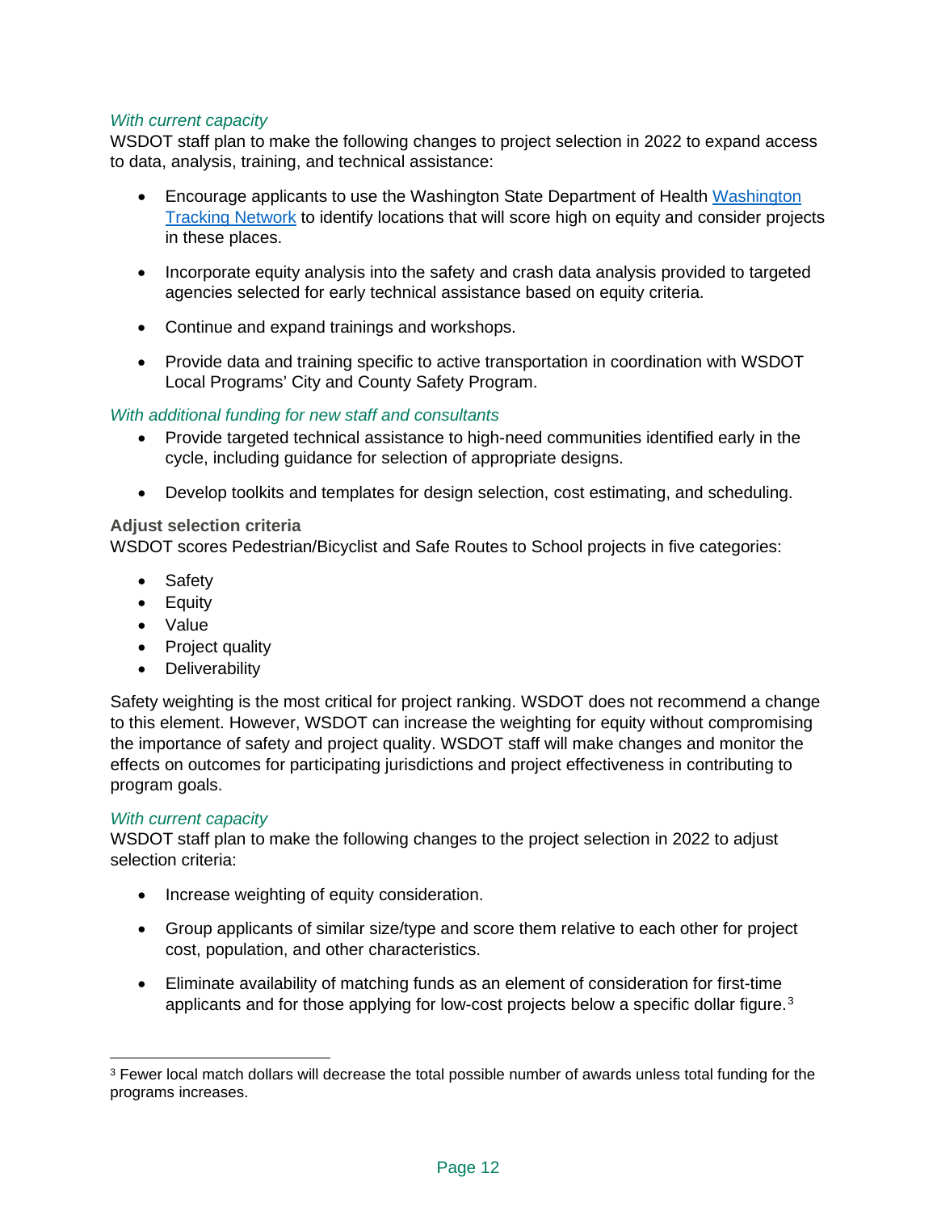*With current capacity*

WSDOT staff plan to make the following changes to project selection in 2022 to expand access to data, analysis, training, and technical assistance:

- Encourage applicants to use the Washington State Department of Health [Washington Tracking Network](#) to identify locations that will score high on equity and consider projects in these places.
- Incorporate equity analysis into the safety and crash data analysis provided to targeted agencies selected for early technical assistance based on equity criteria.
- Continue and expand trainings and workshops.
- Provide data and training specific to active transportation in coordination with WSDOT Local Programs' City and County Safety Program.

*With additional funding for new staff and consultants*

- Provide targeted technical assistance to high-need communities identified early in the cycle, including guidance for selection of appropriate designs.
- Develop toolkits and templates for design selection, cost estimating, and scheduling.

**Adjust selection criteria**

WSDOT scores Pedestrian/Bicyclist and Safe Routes to School projects in five categories:

- Safety
- Equity
- Value
- Project quality
- Deliverability

Safety weighting is the most critical for project ranking. WSDOT does not recommend a change to this element. However, WSDOT can increase the weighting for equity without compromising the importance of safety and project quality. WSDOT staff will make changes and monitor the effects on outcomes for participating jurisdictions and project effectiveness in contributing to program goals.

*With current capacity*

WSDOT staff plan to make the following changes to the project selection in 2022 to adjust selection criteria:

- Increase weighting of equity consideration.
- Group applicants of similar size/type and score them relative to each other for project cost, population, and other characteristics.
- Eliminate availability of matching funds as an element of consideration for first-time applicants and for those applying for low-cost projects below a specific dollar figure.[3]

[3] Fewer local match dollars will decrease the total possible number of awards unless total funding for the programs increases.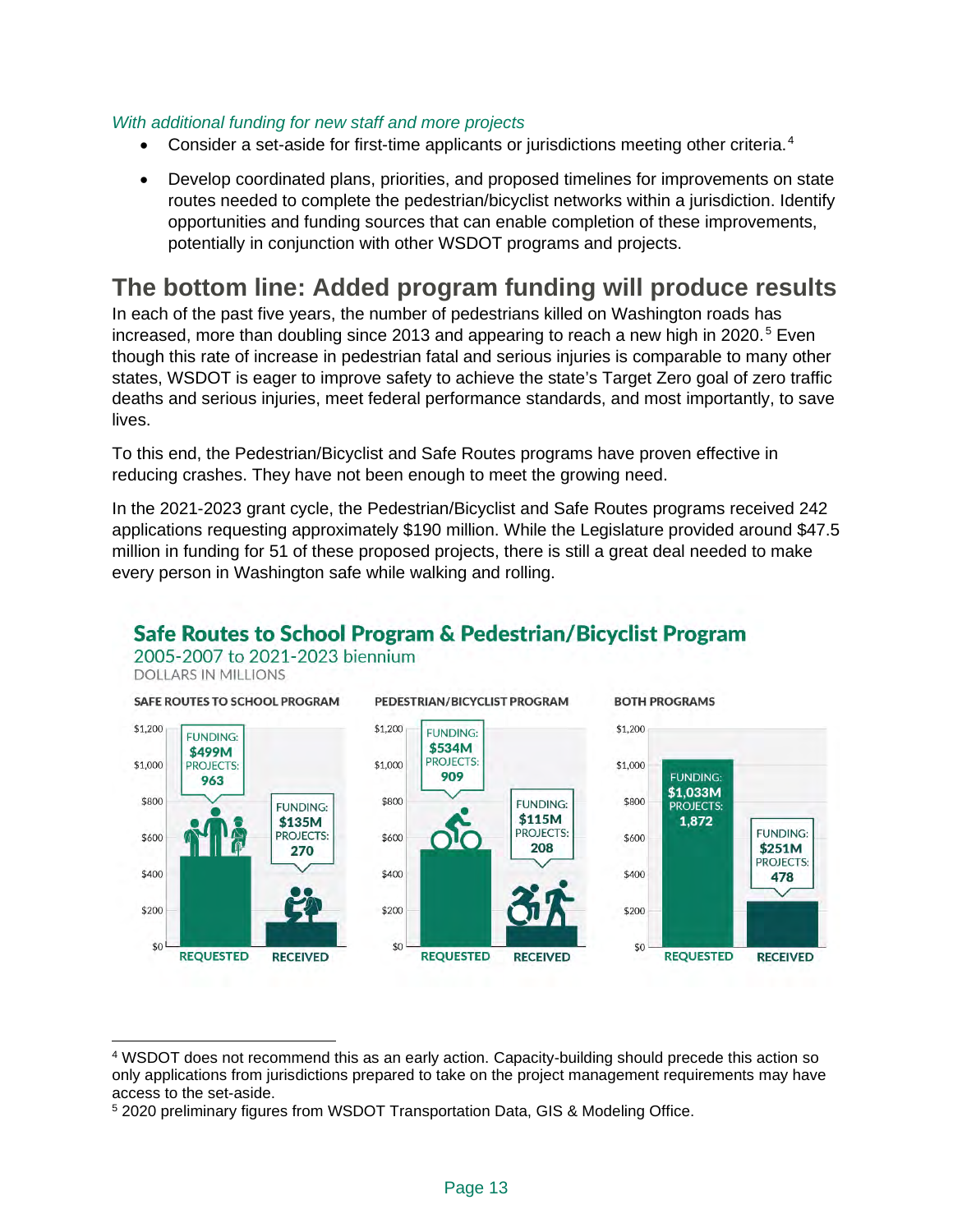*With additional funding for new staff and more projects*

- Consider a set-aside for first-time applicants or jurisdictions meeting other criteria.[4]
- Develop coordinated plans, priorities, and proposed timelines for improvements on state routes needed to complete the pedestrian/bicyclist networks within a jurisdiction. Identify opportunities and funding sources that can enable completion of these improvements, potentially in conjunction with other WSDOT programs and projects.

## The bottom line: Added program funding will produce results

In each of the past five years, the number of pedestrians killed on Washington roads has increased, more than doubling since 2013 and appearing to reach a new high in 2020.[5] Even though this rate of increase in pedestrian fatal and serious injuries is comparable to many other states, WSDOT is eager to improve safety to achieve the state's Target Zero goal of zero traffic deaths and serious injuries, meet federal performance standards, and most importantly, to save lives.

To this end, the Pedestrian/Bicyclist and Safe Routes programs have proven effective in reducing crashes. They have not been enough to meet the growing need.

In the 2021-2023 grant cycle, the Pedestrian/Bicyclist and Safe Routes programs received 242 applications requesting approximately $190 million. While the Legislature provided around $47.5 million in funding for 51 of these proposed projects, there is still a great deal needed to make every person in Washington safe while walking and rolling.

**Safe Routes to School Program & Pedestrian/Bicyclist Program**
2005-2007 to 2021-2023 biennium
DOLLARS IN MILLIONS

| Program | Requested Funding | Requested Projects | Received Funding | Received Projects |
|---|---|---|---|---|
| Safe Routes to School Program | $499M | 963 | $135M | 270 |
| Pedestrian/Bicyclist Program | $534M | 909 | $115M | 208 |
| Both Programs | $1,033M | 1,872 | $251M | 478 |

[4] WSDOT does not recommend this as an early action. Capacity-building should precede this action so only applications from jurisdictions prepared to take on the project management requirements may have access to the set-aside.

[5] 2020 preliminary figures from WSDOT Transportation Data, GIS & Modeling Office.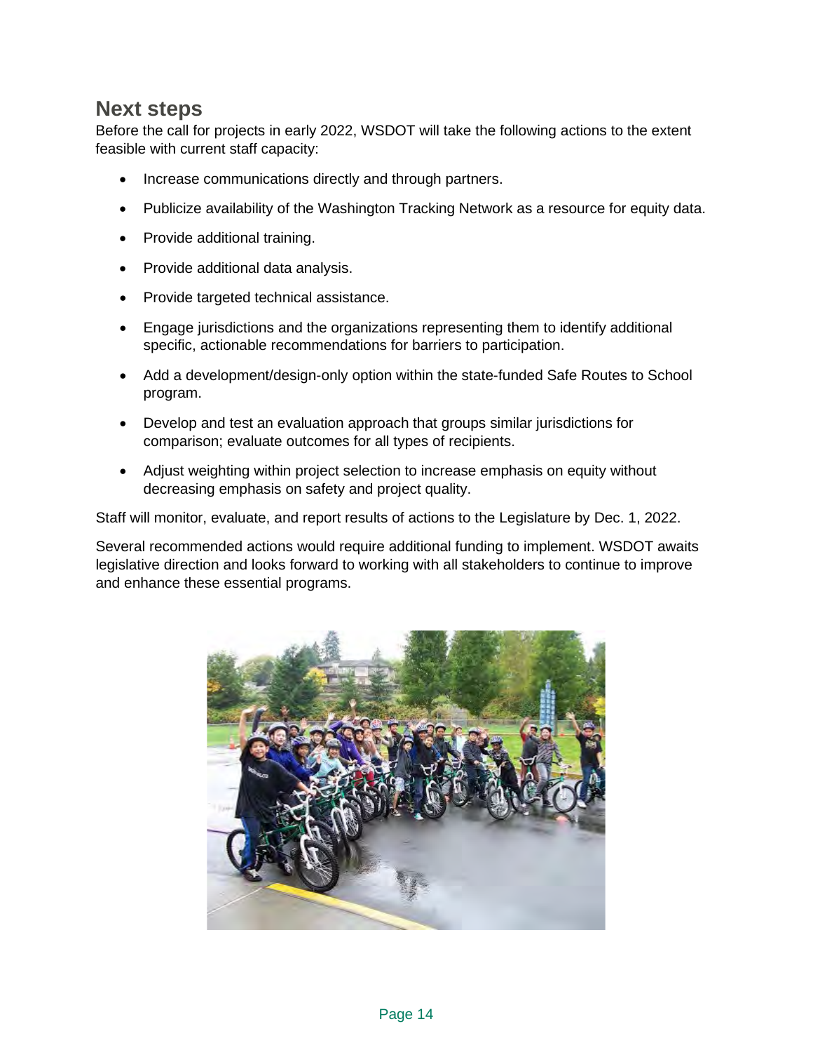## Next steps

Before the call for projects in early 2022, WSDOT will take the following actions to the extent feasible with current staff capacity:

- Increase communications directly and through partners.
- Publicize availability of the Washington Tracking Network as a resource for equity data.
- Provide additional training.
- Provide additional data analysis.
- Provide targeted technical assistance.
- Engage jurisdictions and the organizations representing them to identify additional specific, actionable recommendations for barriers to participation.
- Add a development/design-only option within the state-funded Safe Routes to School program.
- Develop and test an evaluation approach that groups similar jurisdictions for comparison; evaluate outcomes for all types of recipients.
- Adjust weighting within project selection to increase emphasis on equity without decreasing emphasis on safety and project quality.

Staff will monitor, evaluate, and report results of actions to the Legislature by Dec. 1, 2022.

Several recommended actions would require additional funding to implement. WSDOT awaits legislative direction and looks forward to working with all stakeholders to continue to improve and enhance these essential programs.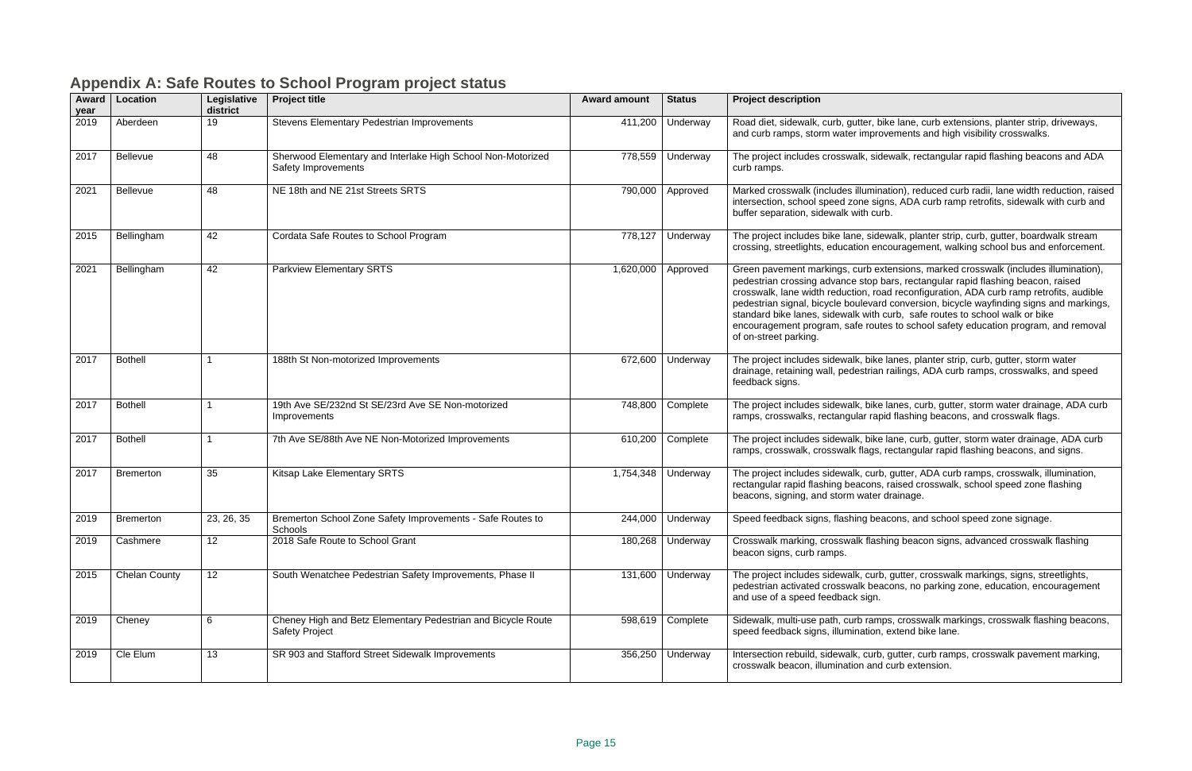## Appendix A: Safe Routes to School Program project status

| Award year | Location | Legislative district | Project title | Award amount | Status | Project description |
|---|---|---|---|---|---|---|
| 2019 | Aberdeen | 19 | Stevens Elementary Pedestrian Improvements | 411,200 | Underway | Road diet, sidewalk, curb, gutter, bike lane, curb extensions, planter strip, driveways, and curb ramps, storm water improvements and high visibility crosswalks. |
| 2017 | Bellevue | 48 | Sherwood Elementary and Interlake High School Non-Motorized Safety Improvements | 778,559 | Underway | The project includes crosswalk, sidewalk, rectangular rapid flashing beacons and ADA curb ramps. |
| 2021 | Bellevue | 48 | NE 18th and NE 21st Streets SRTS | 790,000 | Approved | Marked crosswalk (includes illumination), reduced curb radii, lane width reduction, raised intersection, school speed zone signs, ADA curb ramp retrofits, sidewalk with curb and buffer separation, sidewalk with curb. |
| 2015 | Bellingham | 42 | Cordata Safe Routes to School Program | 778,127 | Underway | The project includes bike lane, sidewalk, planter strip, curb, gutter, boardwalk stream crossing, streetlights, education encouragement, walking school bus and enforcement. |
| 2021 | Bellingham | 42 | Parkview Elementary SRTS | 1,620,000 | Approved | Green pavement markings, curb extensions, marked crosswalk (includes illumination), pedestrian crossing advance stop bars, rectangular rapid flashing beacon, raised crosswalk, lane width reduction, road reconfiguration, ADA curb ramp retrofits, audible pedestrian signal, bicycle boulevard conversion, bicycle wayfinding signs and markings, standard bike lanes, sidewalk with curb, safe routes to school walk or bike encouragement program, safe routes to school safety education program, and removal of on-street parking. |
| 2017 | Bothell | 1 | 188th St Non-motorized Improvements | 672,600 | Underway | The project includes sidewalk, bike lanes, planter strip, curb, gutter, storm water drainage, retaining wall, pedestrian railings, ADA curb ramps, crosswalks, and speed feedback signs. |
| 2017 | Bothell | 1 | 19th Ave SE/232nd St SE/23rd Ave SE Non-motorized Improvements | 748,800 | Complete | The project includes sidewalk, bike lanes, curb, gutter, storm water drainage, ADA curb ramps, crosswalks, rectangular rapid flashing beacons, and crosswalk flags. |
| 2017 | Bothell | 1 | 7th Ave SE/88th Ave NE Non-Motorized Improvements | 610,200 | Complete | The project includes sidewalk, bike lane, curb, gutter, storm water drainage, ADA curb ramps, crosswalk, crosswalk flags, rectangular rapid flashing beacons, and signs. |
| 2017 | Bremerton | 35 | Kitsap Lake Elementary SRTS | 1,754,348 | Underway | The project includes sidewalk, curb, gutter, ADA curb ramps, crosswalk, illumination, rectangular rapid flashing beacons, raised crosswalk, school speed zone flashing beacons, signing, and storm water drainage. |
| 2019 | Bremerton | 23, 26, 35 | Bremerton School Zone Safety Improvements - Safe Routes to Schools | 244,000 | Underway | Speed feedback signs, flashing beacons, and school speed zone signage. |
| 2019 | Cashmere | 12 | 2018 Safe Route to School Grant | 180,268 | Underway | Crosswalk marking, crosswalk flashing beacon signs, advanced crosswalk flashing beacon signs, curb ramps. |
| 2015 | Chelan County | 12 | South Wenatchee Pedestrian Safety Improvements, Phase II | 131,600 | Underway | The project includes sidewalk, curb, gutter, crosswalk markings, signs, streetlights, pedestrian activated crosswalk beacons, no parking zone, education, encouragement and use of a speed feedback sign. |
| 2019 | Cheney | 6 | Cheney High and Betz Elementary Pedestrian and Bicycle Route Safety Project | 598,619 | Complete | Sidewalk, multi-use path, curb ramps, crosswalk markings, crosswalk flashing beacons, speed feedback signs, illumination, extend bike lane. |
| 2019 | Cle Elum | 13 | SR 903 and Stafford Street Sidewalk Improvements | 356,250 | Underway | Intersection rebuild, sidewalk, curb, gutter, curb ramps, crosswalk pavement marking, crosswalk beacon, illumination and curb extension. |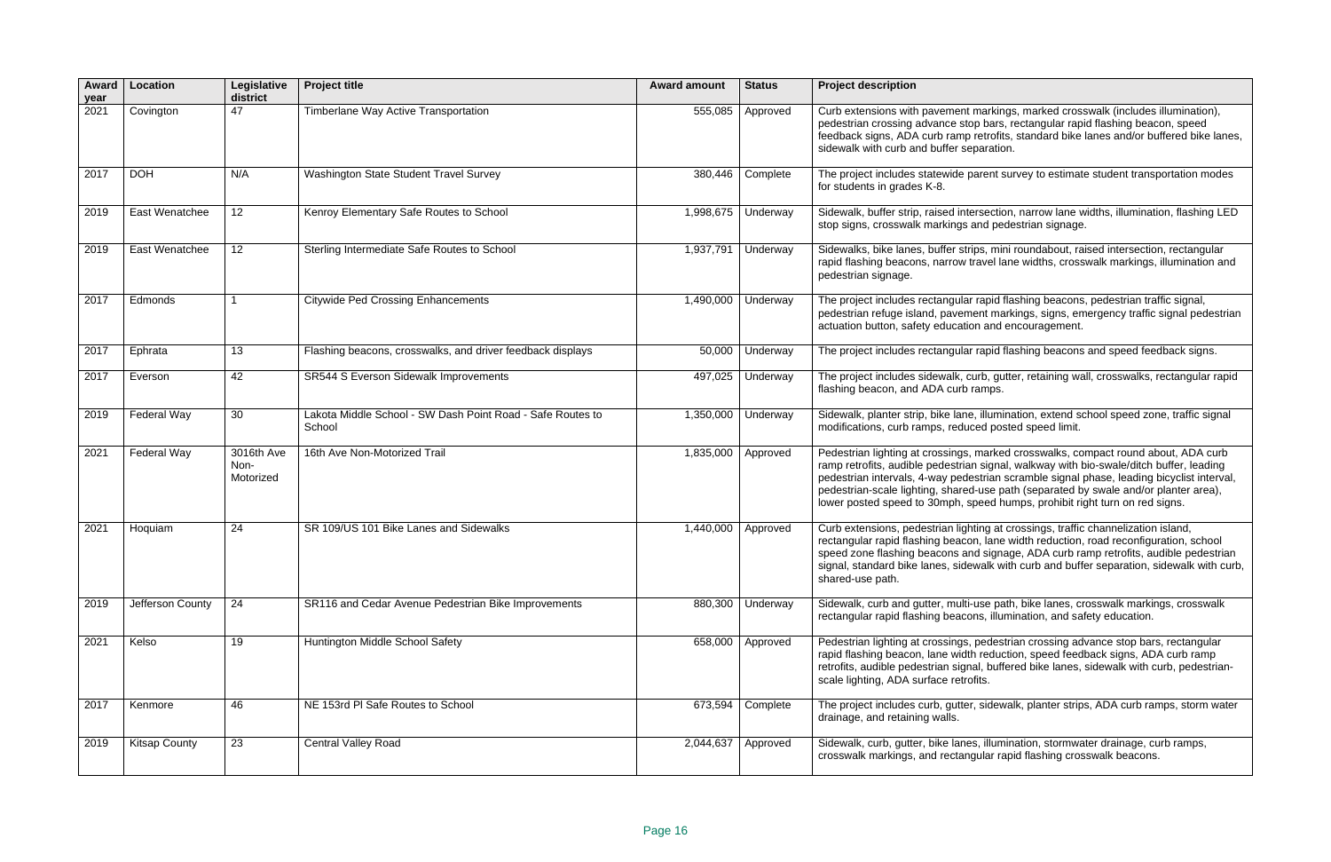| Award year | Location | Legislative district | Project title | Award amount | Status | Project description |
|---|---|---|---|---|---|---|
| 2021 | Covington | 47 | Timberlane Way Active Transportation | 555,085 | Approved | Curb extensions with pavement markings, marked crosswalk (includes illumination), pedestrian crossing advance stop bars, rectangular rapid flashing beacon, speed feedback signs, ADA curb ramp retrofits, standard bike lanes and/or buffered bike lanes, sidewalk with curb and buffer separation. |
| 2017 | DOH | N/A | Washington State Student Travel Survey | 380,446 | Complete | The project includes statewide parent survey to estimate student transportation modes for students in grades K-8. |
| 2019 | East Wenatchee | 12 | Kenroy Elementary Safe Routes to School | 1,998,675 | Underway | Sidewalk, buffer strip, raised intersection, narrow lane widths, illumination, flashing LED stop signs, crosswalk markings and pedestrian signage. |
| 2019 | East Wenatchee | 12 | Sterling Intermediate Safe Routes to School | 1,937,791 | Underway | Sidewalks, bike lanes, buffer strips, mini roundabout, raised intersection, rectangular rapid flashing beacons, narrow travel lane widths, crosswalk markings, illumination and pedestrian signage. |
| 2017 | Edmonds | 1 | Citywide Ped Crossing Enhancements | 1,490,000 | Underway | The project includes rectangular rapid flashing beacons, pedestrian traffic signal, pedestrian refuge island, pavement markings, signs, emergency traffic signal pedestrian actuation button, safety education and encouragement. |
| 2017 | Ephrata | 13 | Flashing beacons, crosswalks, and driver feedback displays | 50,000 | Underway | The project includes rectangular rapid flashing beacons and speed feedback signs. |
| 2017 | Everson | 42 | SR544 S Everson Sidewalk Improvements | 497,025 | Underway | The project includes sidewalk, curb, gutter, retaining wall, crosswalks, rectangular rapid flashing beacon, and ADA curb ramps. |
| 2019 | Federal Way | 30 | Lakota Middle School - SW Dash Point Road - Safe Routes to School | 1,350,000 | Underway | Sidewalk, planter strip, bike lane, illumination, extend school speed zone, traffic signal modifications, curb ramps, reduced posted speed limit. |
| 2021 | Federal Way | 3016th Ave Non-Motorized | 16th Ave Non-Motorized Trail | 1,835,000 | Approved | Pedestrian lighting at crossings, marked crosswalks, compact round about, ADA curb ramp retrofits, audible pedestrian signal, walkway with bio-swale/ditch buffer, leading pedestrian intervals, 4-way pedestrian scramble signal phase, leading bicyclist interval, pedestrian-scale lighting, shared-use path (separated by swale and/or planter area), lower posted speed to 30mph, speed humps, prohibit right turn on red signs. |
| 2021 | Hoquiam | 24 | SR 109/US 101 Bike Lanes and Sidewalks | 1,440,000 | Approved | Curb extensions, pedestrian lighting at crossings, traffic channelization island, rectangular rapid flashing beacon, lane width reduction, road reconfiguration, school speed zone flashing beacons and signage, ADA curb ramp retrofits, audible pedestrian signal, standard bike lanes, sidewalk with curb and buffer separation, sidewalk with curb, shared-use path. |
| 2019 | Jefferson County | 24 | SR116 and Cedar Avenue Pedestrian Bike Improvements | 880,300 | Underway | Sidewalk, curb and gutter, multi-use path, bike lanes, crosswalk markings, crosswalk rectangular rapid flashing beacons, illumination, and safety education. |
| 2021 | Kelso | 19 | Huntington Middle School Safety | 658,000 | Approved | Pedestrian lighting at crossings, pedestrian crossing advance stop bars, rectangular rapid flashing beacon, lane width reduction, speed feedback signs, ADA curb ramp retrofits, audible pedestrian signal, buffered bike lanes, sidewalk with curb, pedestrian-scale lighting, ADA surface retrofits. |
| 2017 | Kenmore | 46 | NE 153rd Pl Safe Routes to School | 673,594 | Complete | The project includes curb, gutter, sidewalk, planter strips, ADA curb ramps, storm water drainage, and retaining walls. |
| 2019 | Kitsap County | 23 | Central Valley Road | 2,044,637 | Approved | Sidewalk, curb, gutter, bike lanes, illumination, stormwater drainage, curb ramps, crosswalk markings, and rectangular rapid flashing crosswalk beacons. |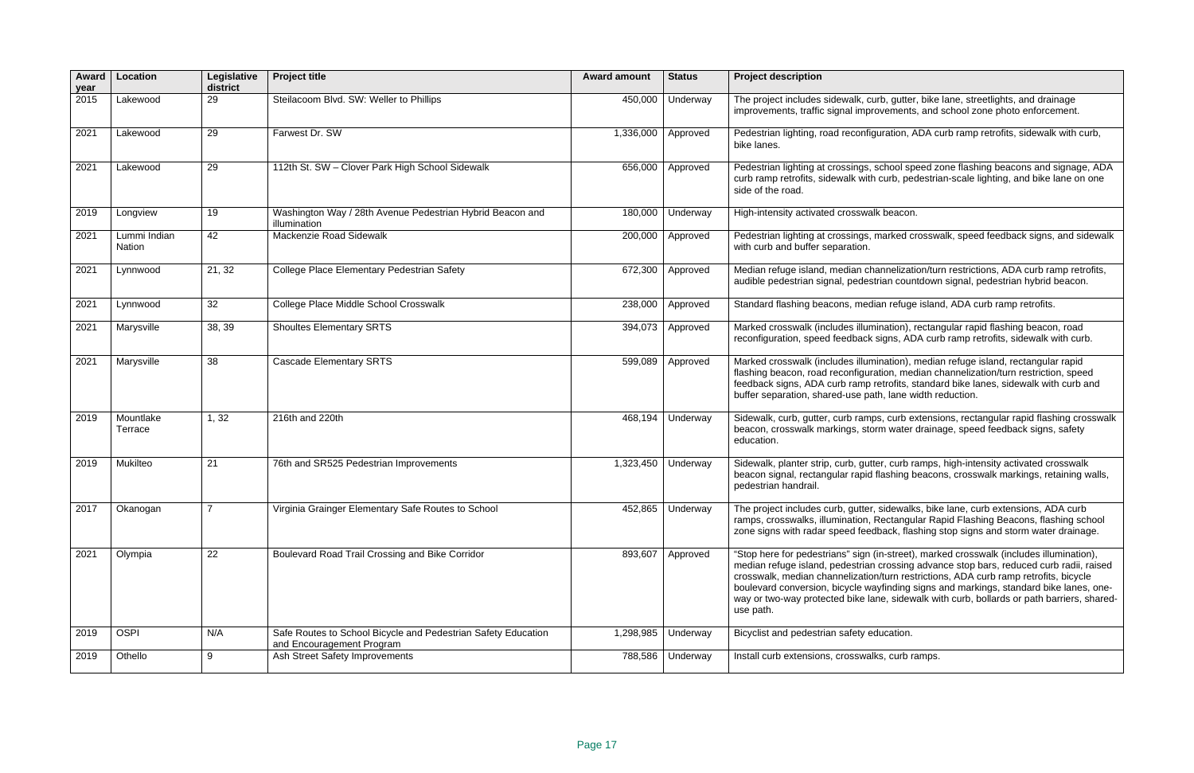| Award year | Location | Legislative district | Project title | Award amount | Status | Project description |
|---|---|---|---|---|---|---|
| 2015 | Lakewood | 29 | Steilacoom Blvd. SW: Weller to Phillips | 450,000 | Underway | The project includes sidewalk, curb, gutter, bike lane, streetlights, and drainage improvements, traffic signal improvements, and school zone photo enforcement. |
| 2021 | Lakewood | 29 | Farwest Dr. SW | 1,336,000 | Approved | Pedestrian lighting, road reconfiguration, ADA curb ramp retrofits, sidewalk with curb, bike lanes. |
| 2021 | Lakewood | 29 | 112th St. SW – Clover Park High School Sidewalk | 656,000 | Approved | Pedestrian lighting at crossings, school speed zone flashing beacons and signage, ADA curb ramp retrofits, sidewalk with curb, pedestrian-scale lighting, and bike lane on one side of the road. |
| 2019 | Longview | 19 | Washington Way / 28th Avenue Pedestrian Hybrid Beacon and illumination | 180,000 | Underway | High-intensity activated crosswalk beacon. |
| 2021 | Lummi Indian Nation | 42 | Mackenzie Road Sidewalk | 200,000 | Approved | Pedestrian lighting at crossings, marked crosswalk, speed feedback signs, and sidewalk with curb and buffer separation. |
| 2021 | Lynnwood | 21, 32 | College Place Elementary Pedestrian Safety | 672,300 | Approved | Median refuge island, median channelization/turn restrictions, ADA curb ramp retrofits, audible pedestrian signal, pedestrian countdown signal, pedestrian hybrid beacon. |
| 2021 | Lynnwood | 32 | College Place Middle School Crosswalk | 238,000 | Approved | Standard flashing beacons, median refuge island, ADA curb ramp retrofits. |
| 2021 | Marysville | 38, 39 | Shoultes Elementary SRTS | 394,073 | Approved | Marked crosswalk (includes illumination), rectangular rapid flashing beacon, road reconfiguration, speed feedback signs, ADA curb ramp retrofits, sidewalk with curb. |
| 2021 | Marysville | 38 | Cascade Elementary SRTS | 599,089 | Approved | Marked crosswalk (includes illumination), median refuge island, rectangular rapid flashing beacon, road reconfiguration, median channelization/turn restriction, speed feedback signs, ADA curb ramp retrofits, standard bike lanes, sidewalk with curb and buffer separation, shared-use path, lane width reduction. |
| 2019 | Mountlake Terrace | 1, 32 | 216th and 220th | 468,194 | Underway | Sidewalk, curb, gutter, curb ramps, curb extensions, rectangular rapid flashing crosswalk beacon, crosswalk markings, storm water drainage, speed feedback signs, safety education. |
| 2019 | Mukilteo | 21 | 76th and SR525 Pedestrian Improvements | 1,323,450 | Underway | Sidewalk, planter strip, curb, gutter, curb ramps, high-intensity activated crosswalk beacon signal, rectangular rapid flashing beacons, crosswalk markings, retaining walls, pedestrian handrail. |
| 2017 | Okanogan | 7 | Virginia Grainger Elementary Safe Routes to School | 452,865 | Underway | The project includes curb, gutter, sidewalks, bike lane, curb extensions, ADA curb ramps, crosswalks, illumination, Rectangular Rapid Flashing Beacons, flashing school zone signs with radar speed feedback, flashing stop signs and storm water drainage. |
| 2021 | Olympia | 22 | Boulevard Road Trail Crossing and Bike Corridor | 893,607 | Approved | "Stop here for pedestrians" sign (in-street), marked crosswalk (includes illumination), median refuge island, pedestrian crossing advance stop bars, reduced curb radii, raised crosswalk, median channelization/turn restrictions, ADA curb ramp retrofits, bicycle boulevard conversion, bicycle wayfinding signs and markings, standard bike lanes, one-way or two-way protected bike lane, sidewalk with curb, bollards or path barriers, shared-use path. |
| 2019 | OSPI | N/A | Safe Routes to School Bicycle and Pedestrian Safety Education and Encouragement Program | 1,298,985 | Underway | Bicyclist and pedestrian safety education. |
| 2019 | Othello | 9 | Ash Street Safety Improvements | 788,586 | Underway | Install curb extensions, crosswalks, curb ramps. |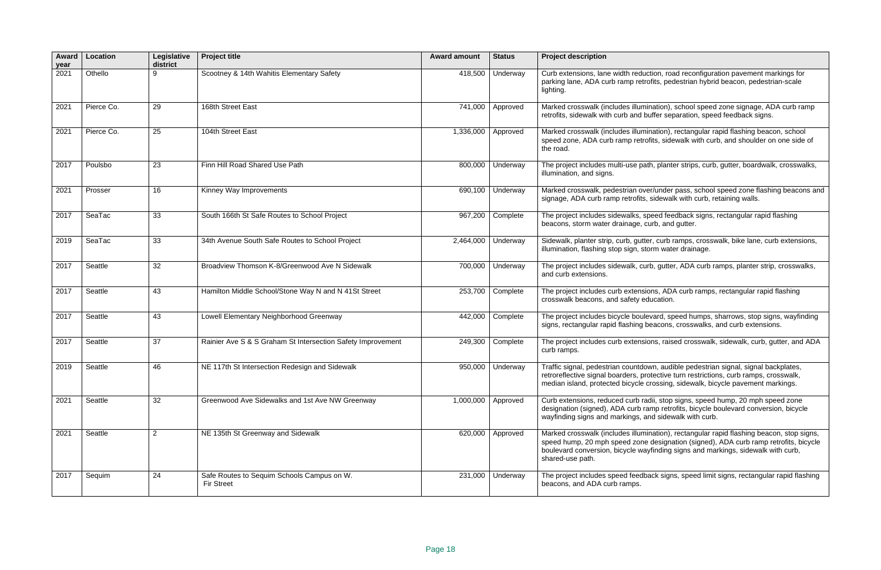| Award year | Location | Legislative district | Project title | Award amount | Status | Project description |
|---|---|---|---|---|---|---|
| 2021 | Othello | 9 | Scootney & 14th Wahitis Elementary Safety | 418,500 | Underway | Curb extensions, lane width reduction, road reconfiguration pavement markings for parking lane, ADA curb ramp retrofits, pedestrian hybrid beacon, pedestrian-scale lighting. |
| 2021 | Pierce Co. | 29 | 168th Street East | 741,000 | Approved | Marked crosswalk (includes illumination), school speed zone signage, ADA curb ramp retrofits, sidewalk with curb and buffer separation, speed feedback signs. |
| 2021 | Pierce Co. | 25 | 104th Street East | 1,336,000 | Approved | Marked crosswalk (includes illumination), rectangular rapid flashing beacon, school speed zone, ADA curb ramp retrofits, sidewalk with curb, and shoulder on one side of the road. |
| 2017 | Poulsbo | 23 | Finn Hill Road Shared Use Path | 800,000 | Underway | The project includes multi-use path, planter strips, curb, gutter, boardwalk, crosswalks, illumination, and signs. |
| 2021 | Prosser | 16 | Kinney Way Improvements | 690,100 | Underway | Marked crosswalk, pedestrian over/under pass, school speed zone flashing beacons and signage, ADA curb ramp retrofits, sidewalk with curb, retaining walls. |
| 2017 | SeaTac | 33 | South 166th St Safe Routes to School Project | 967,200 | Complete | The project includes sidewalks, speed feedback signs, rectangular rapid flashing beacons, storm water drainage, curb, and gutter. |
| 2019 | SeaTac | 33 | 34th Avenue South Safe Routes to School Project | 2,464,000 | Underway | Sidewalk, planter strip, curb, gutter, curb ramps, crosswalk, bike lane, curb extensions, illumination, flashing stop sign, storm water drainage. |
| 2017 | Seattle | 32 | Broadview Thomson K-8/Greenwood Ave N Sidewalk | 700,000 | Underway | The project includes sidewalk, curb, gutter, ADA curb ramps, planter strip, crosswalks, and curb extensions. |
| 2017 | Seattle | 43 | Hamilton Middle School/Stone Way N and N 41St Street | 253,700 | Complete | The project includes curb extensions, ADA curb ramps, rectangular rapid flashing crosswalk beacons, and safety education. |
| 2017 | Seattle | 43 | Lowell Elementary Neighborhood Greenway | 442,000 | Complete | The project includes bicycle boulevard, speed humps, sharrows, stop signs, wayfinding signs, rectangular rapid flashing beacons, crosswalks, and curb extensions. |
| 2017 | Seattle | 37 | Rainier Ave S & S Graham St Intersection Safety Improvement | 249,300 | Complete | The project includes curb extensions, raised crosswalk, sidewalk, curb, gutter, and ADA curb ramps. |
| 2019 | Seattle | 46 | NE 117th St Intersection Redesign and Sidewalk | 950,000 | Underway | Traffic signal, pedestrian countdown, audible pedestrian signal, signal backplates, retroreflective signal boarders, protective turn restrictions, curb ramps, crosswalk, median island, protected bicycle crossing, sidewalk, bicycle pavement markings. |
| 2021 | Seattle | 32 | Greenwood Ave Sidewalks and 1st Ave NW Greenway | 1,000,000 | Approved | Curb extensions, reduced curb radii, stop signs, speed hump, 20 mph speed zone designation (signed), ADA curb ramp retrofits, bicycle boulevard conversion, bicycle wayfinding signs and markings, and sidewalk with curb. |
| 2021 | Seattle | 2 | NE 135th St Greenway and Sidewalk | 620,000 | Approved | Marked crosswalk (includes illumination), rectangular rapid flashing beacon, stop signs, speed hump, 20 mph speed zone designation (signed), ADA curb ramp retrofits, bicycle boulevard conversion, bicycle wayfinding signs and markings, sidewalk with curb, shared-use path. |
| 2017 | Sequim | 24 | Safe Routes to Sequim Schools Campus on W. Fir Street | 231,000 | Underway | The project includes speed feedback signs, speed limit signs, rectangular rapid flashing beacons, and ADA curb ramps. |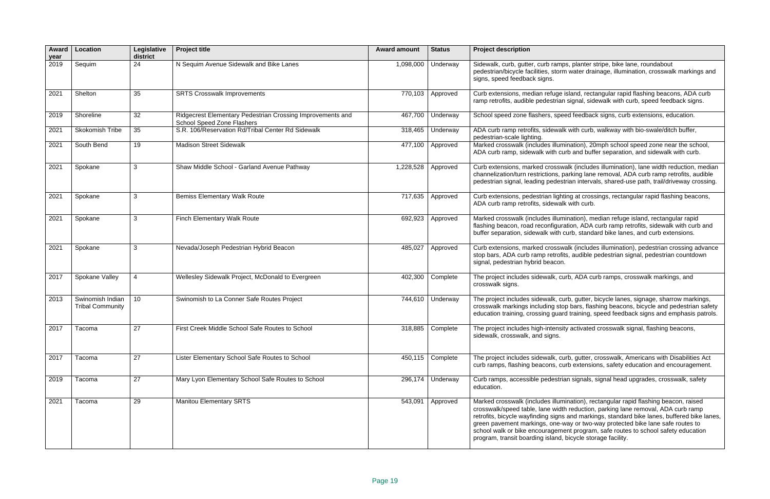| Award year | Location | Legislative district | Project title | Award amount | Status | Project description |
|---|---|---|---|---|---|---|
| 2019 | Sequim | 24 | N Sequim Avenue Sidewalk and Bike Lanes | 1,098,000 | Underway | Sidewalk, curb, gutter, curb ramps, planter stripe, bike lane, roundabout pedestrian/bicycle facilities, storm water drainage, illumination, crosswalk markings and signs, speed feedback signs. |
| 2021 | Shelton | 35 | SRTS Crosswalk Improvements | 770,103 | Approved | Curb extensions, median refuge island, rectangular rapid flashing beacons, ADA curb ramp retrofits, audible pedestrian signal, sidewalk with curb, speed feedback signs. |
| 2019 | Shoreline | 32 | Ridgecrest Elementary Pedestrian Crossing Improvements and School Speed Zone Flashers | 467,700 | Underway | School speed zone flashers, speed feedback signs, curb extensions, education. |
| 2021 | Skokomish Tribe | 35 | S.R. 106/Reservation Rd/Tribal Center Rd Sidewalk | 318,465 | Underway | ADA curb ramp retrofits, sidewalk with curb, walkway with bio-swale/ditch buffer, pedestrian-scale lighting. |
| 2021 | South Bend | 19 | Madison Street Sidewalk | 477,100 | Approved | Marked crosswalk (includes illumination), 20mph school speed zone near the school, ADA curb ramp, sidewalk with curb and buffer separation, and sidewalk with curb. |
| 2021 | Spokane | 3 | Shaw Middle School - Garland Avenue Pathway | 1,228,528 | Approved | Curb extensions, marked crosswalk (includes illumination), lane width reduction, median channelization/turn restrictions, parking lane removal, ADA curb ramp retrofits, audible pedestrian signal, leading pedestrian intervals, shared-use path, trail/driveway crossing. |
| 2021 | Spokane | 3 | Bemiss Elementary Walk Route | 717,635 | Approved | Curb extensions, pedestrian lighting at crossings, rectangular rapid flashing beacons, ADA curb ramp retrofits, sidewalk with curb. |
| 2021 | Spokane | 3 | Finch Elementary Walk Route | 692,923 | Approved | Marked crosswalk (includes illumination), median refuge island, rectangular rapid flashing beacon, road reconfiguration, ADA curb ramp retrofits, sidewalk with curb and buffer separation, sidewalk with curb, standard bike lanes, and curb extensions. |
| 2021 | Spokane | 3 | Nevada/Joseph Pedestrian Hybrid Beacon | 485,027 | Approved | Curb extensions, marked crosswalk (includes illumination), pedestrian crossing advance stop bars, ADA curb ramp retrofits, audible pedestrian signal, pedestrian countdown signal, pedestrian hybrid beacon. |
| 2017 | Spokane Valley | 4 | Wellesley Sidewalk Project, McDonald to Evergreen | 402,300 | Complete | The project includes sidewalk, curb, ADA curb ramps, crosswalk markings, and crosswalk signs. |
| 2013 | Swinomish Indian Tribal Community | 10 | Swinomish to La Conner Safe Routes Project | 744,610 | Underway | The project includes sidewalk, curb, gutter, bicycle lanes, signage, sharrow markings, crosswalk markings including stop bars, flashing beacons, bicycle and pedestrian safety education training, crossing guard training, speed feedback signs and emphasis patrols. |
| 2017 | Tacoma | 27 | First Creek Middle School Safe Routes to School | 318,885 | Complete | The project includes high-intensity activated crosswalk signal, flashing beacons, sidewalk, crosswalk, and signs. |
| 2017 | Tacoma | 27 | Lister Elementary School Safe Routes to School | 450,115 | Complete | The project includes sidewalk, curb, gutter, crosswalk, Americans with Disabilities Act curb ramps, flashing beacons, curb extensions, safety education and encouragement. |
| 2019 | Tacoma | 27 | Mary Lyon Elementary School Safe Routes to School | 296,174 | Underway | Curb ramps, accessible pedestrian signals, signal head upgrades, crosswalk, safety education. |
| 2021 | Tacoma | 29 | Manitou Elementary SRTS | 543,091 | Approved | Marked crosswalk (includes illumination), rectangular rapid flashing beacon, raised crosswalk/speed table, lane width reduction, parking lane removal, ADA curb ramp retrofits, bicycle wayfinding signs and markings, standard bike lanes, buffered bike lanes, green pavement markings, one-way or two-way protected bike lane safe routes to school walk or bike encouragement program, safe routes to school safety education program, transit boarding island, bicycle storage facility. |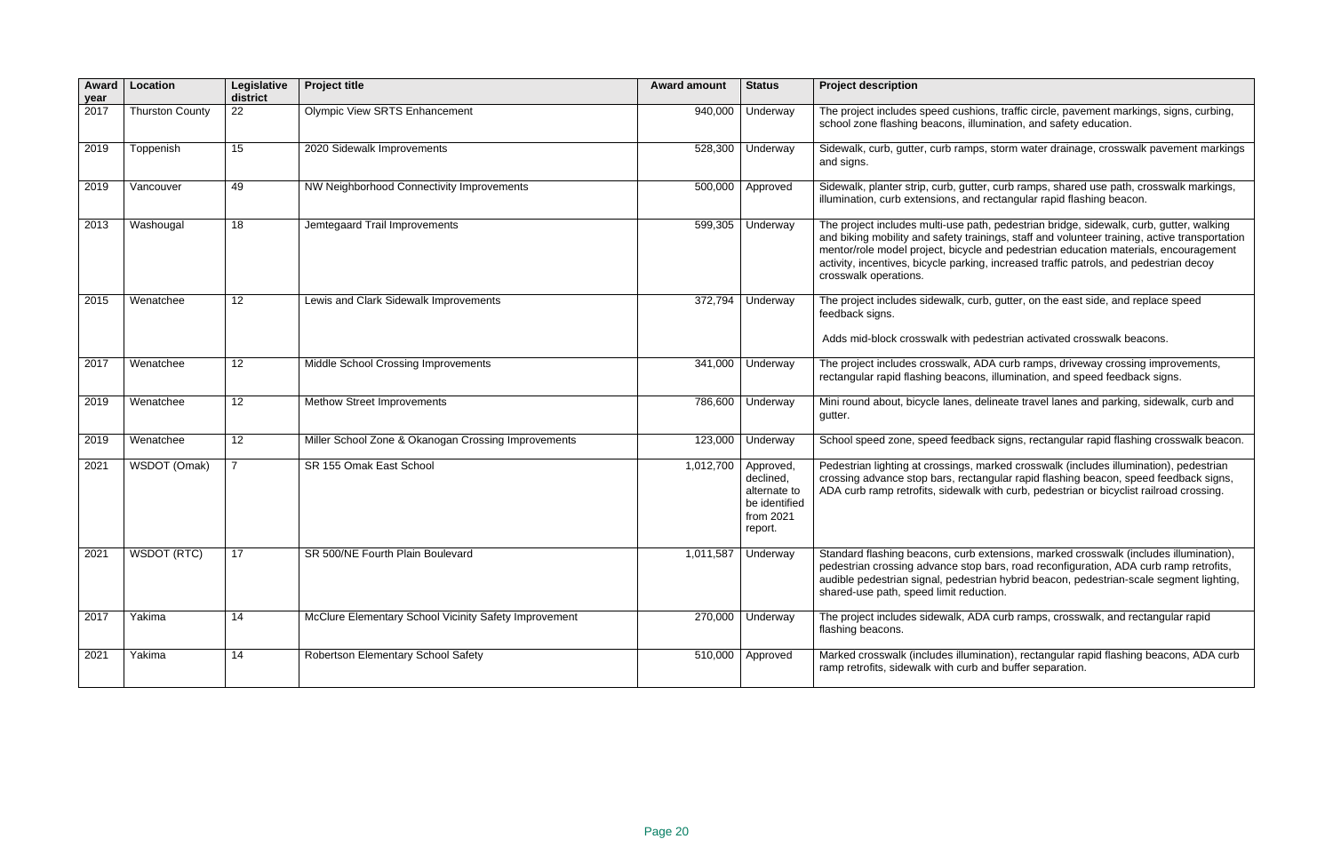| Award year | Location | Legislative district | Project title | Award amount | Status | Project description |
|---|---|---|---|---|---|---|
| 2017 | Thurston County | 22 | Olympic View SRTS Enhancement | 940,000 | Underway | The project includes speed cushions, traffic circle, pavement markings, signs, curbing, school zone flashing beacons, illumination, and safety education. |
| 2019 | Toppenish | 15 | 2020 Sidewalk Improvements | 528,300 | Underway | Sidewalk, curb, gutter, curb ramps, storm water drainage, crosswalk pavement markings and signs. |
| 2019 | Vancouver | 49 | NW Neighborhood Connectivity Improvements | 500,000 | Approved | Sidewalk, planter strip, curb, gutter, curb ramps, shared use path, crosswalk markings, illumination, curb extensions, and rectangular rapid flashing beacon. |
| 2013 | Washougal | 18 | Jemtegaard Trail Improvements | 599,305 | Underway | The project includes multi-use path, pedestrian bridge, sidewalk, curb, gutter, walking and biking mobility and safety trainings, staff and volunteer training, active transportation mentor/role model project, bicycle and pedestrian education materials, encouragement activity, incentives, bicycle parking, increased traffic patrols, and pedestrian decoy crosswalk operations. |
| 2015 | Wenatchee | 12 | Lewis and Clark Sidewalk Improvements | 372,794 | Underway | The project includes sidewalk, curb, gutter, on the east side, and replace speed feedback signs.<br><br>Adds mid-block crosswalk with pedestrian activated crosswalk beacons. |
| 2017 | Wenatchee | 12 | Middle School Crossing Improvements | 341,000 | Underway | The project includes crosswalk, ADA curb ramps, driveway crossing improvements, rectangular rapid flashing beacons, illumination, and speed feedback signs. |
| 2019 | Wenatchee | 12 | Methow Street Improvements | 786,600 | Underway | Mini round about, bicycle lanes, delineate travel lanes and parking, sidewalk, curb and gutter. |
| 2019 | Wenatchee | 12 | Miller School Zone & Okanogan Crossing Improvements | 123,000 | Underway | School speed zone, speed feedback signs, rectangular rapid flashing crosswalk beacon. |
| 2021 | WSDOT (Omak) | 7 | SR 155 Omak East School | 1,012,700 | Approved, declined, alternate to be identified from 2021 report. | Pedestrian lighting at crossings, marked crosswalk (includes illumination), pedestrian crossing advance stop bars, rectangular rapid flashing beacon, speed feedback signs, ADA curb ramp retrofits, sidewalk with curb, pedestrian or bicyclist railroad crossing. |
| 2021 | WSDOT (RTC) | 17 | SR 500/NE Fourth Plain Boulevard | 1,011,587 | Underway | Standard flashing beacons, curb extensions, marked crosswalk (includes illumination), pedestrian crossing advance stop bars, road reconfiguration, ADA curb ramp retrofits, audible pedestrian signal, pedestrian hybrid beacon, pedestrian-scale segment lighting, shared-use path, speed limit reduction. |
| 2017 | Yakima | 14 | McClure Elementary School Vicinity Safety Improvement | 270,000 | Underway | The project includes sidewalk, ADA curb ramps, crosswalk, and rectangular rapid flashing beacons. |
| 2021 | Yakima | 14 | Robertson Elementary School Safety | 510,000 | Approved | Marked crosswalk (includes illumination), rectangular rapid flashing beacons, ADA curb ramp retrofits, sidewalk with curb and buffer separation. |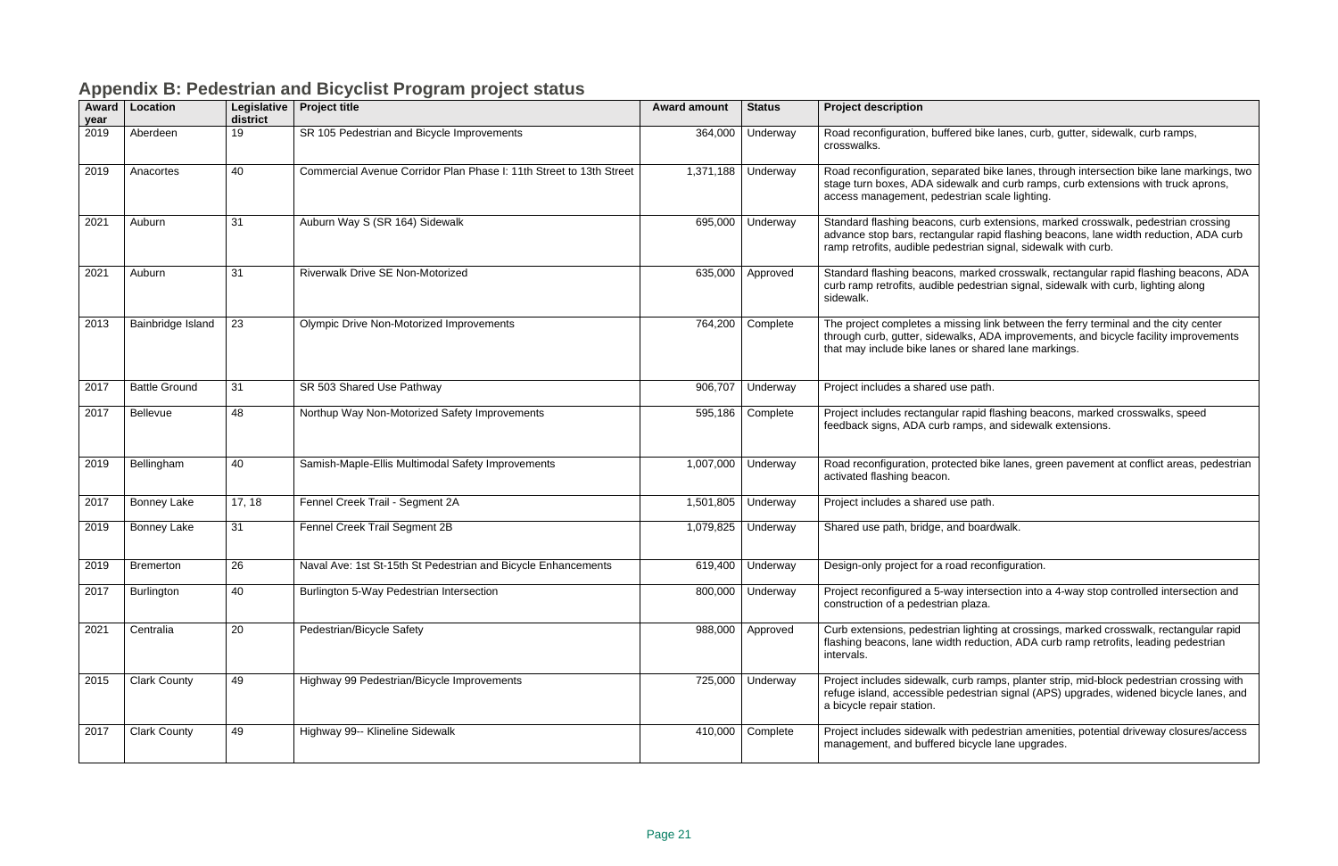## Appendix B: Pedestrian and Bicyclist Program project status

| Award year | Location | Legislative district | Project title | Award amount | Status | Project description |
|---|---|---|---|---|---|---|
| 2019 | Aberdeen | 19 | SR 105 Pedestrian and Bicycle Improvements | 364,000 | Underway | Road reconfiguration, buffered bike lanes, curb, gutter, sidewalk, curb ramps, crosswalks. |
| 2019 | Anacortes | 40 | Commercial Avenue Corridor Plan Phase I: 11th Street to 13th Street | 1,371,188 | Underway | Road reconfiguration, separated bike lanes, through intersection bike lane markings, two stage turn boxes, ADA sidewalk and curb ramps, curb extensions with truck aprons, access management, pedestrian scale lighting. |
| 2021 | Auburn | 31 | Auburn Way S (SR 164) Sidewalk | 695,000 | Underway | Standard flashing beacons, curb extensions, marked crosswalk, pedestrian crossing advance stop bars, rectangular rapid flashing beacons, lane width reduction, ADA curb ramp retrofits, audible pedestrian signal, sidewalk with curb. |
| 2021 | Auburn | 31 | Riverwalk Drive SE Non-Motorized | 635,000 | Approved | Standard flashing beacons, marked crosswalk, rectangular rapid flashing beacons, ADA curb ramp retrofits, audible pedestrian signal, sidewalk with curb, lighting along sidewalk. |
| 2013 | Bainbridge Island | 23 | Olympic Drive Non-Motorized Improvements | 764,200 | Complete | The project completes a missing link between the ferry terminal and the city center through curb, gutter, sidewalks, ADA improvements, and bicycle facility improvements that may include bike lanes or shared lane markings. |
| 2017 | Battle Ground | 31 | SR 503 Shared Use Pathway | 906,707 | Underway | Project includes a shared use path. |
| 2017 | Bellevue | 48 | Northup Way Non-Motorized Safety Improvements | 595,186 | Complete | Project includes rectangular rapid flashing beacons, marked crosswalks, speed feedback signs, ADA curb ramps, and sidewalk extensions. |
| 2019 | Bellingham | 40 | Samish-Maple-Ellis Multimodal Safety Improvements | 1,007,000 | Underway | Road reconfiguration, protected bike lanes, green pavement at conflict areas, pedestrian activated flashing beacon. |
| 2017 | Bonney Lake | 17, 18 | Fennel Creek Trail - Segment 2A | 1,501,805 | Underway | Project includes a shared use path. |
| 2019 | Bonney Lake | 31 | Fennel Creek Trail Segment 2B | 1,079,825 | Underway | Shared use path, bridge, and boardwalk. |
| 2019 | Bremerton | 26 | Naval Ave: 1st St-15th St Pedestrian and Bicycle Enhancements | 619,400 | Underway | Design-only project for a road reconfiguration. |
| 2017 | Burlington | 40 | Burlington 5-Way Pedestrian Intersection | 800,000 | Underway | Project reconfigured a 5-way intersection into a 4-way stop controlled intersection and construction of a pedestrian plaza. |
| 2021 | Centralia | 20 | Pedestrian/Bicycle Safety | 988,000 | Approved | Curb extensions, pedestrian lighting at crossings, marked crosswalk, rectangular rapid flashing beacons, lane width reduction, ADA curb ramp retrofits, leading pedestrian intervals. |
| 2015 | Clark County | 49 | Highway 99 Pedestrian/Bicycle Improvements | 725,000 | Underway | Project includes sidewalk, curb ramps, planter strip, mid-block pedestrian crossing with refuge island, accessible pedestrian signal (APS) upgrades, widened bicycle lanes, and a bicycle repair station. |
| 2017 | Clark County | 49 | Highway 99-- Klineline Sidewalk | 410,000 | Complete | Project includes sidewalk with pedestrian amenities, potential driveway closures/access management, and buffered bicycle lane upgrades. |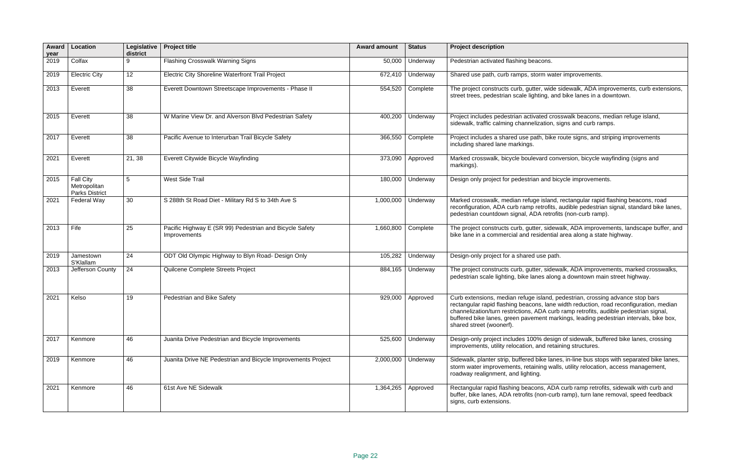| Award year | Location | Legislative district | Project title | Award amount | Status | Project description |
|---|---|---|---|---|---|---|
| 2019 | Colfax | 9 | Flashing Crosswalk Warning Signs | 50,000 | Underway | Pedestrian activated flashing beacons. |
| 2019 | Electric City | 12 | Electric City Shoreline Waterfront Trail Project | 672,410 | Underway | Shared use path, curb ramps, storm water improvements. |
| 2013 | Everett | 38 | Everett Downtown Streetscape Improvements - Phase II | 554,520 | Complete | The project constructs curb, gutter, wide sidewalk, ADA improvements, curb extensions, street trees, pedestrian scale lighting, and bike lanes in a downtown. |
| 2015 | Everett | 38 | W Marine View Dr. and Alverson Blvd Pedestrian Safety | 400,200 | Underway | Project includes pedestrian activated crosswalk beacons, median refuge island, sidewalk, traffic calming channelization, signs and curb ramps. |
| 2017 | Everett | 38 | Pacific Avenue to Interurban Trail Bicycle Safety | 366,550 | Complete | Project includes a shared use path, bike route signs, and striping improvements including shared lane markings. |
| 2021 | Everett | 21, 38 | Everett Citywide Bicycle Wayfinding | 373,090 | Approved | Marked crosswalk, bicycle boulevard conversion, bicycle wayfinding (signs and markings). |
| 2015 | Fall City Metropolitan Parks District | 5 | West Side Trail | 180,000 | Underway | Design only project for pedestrian and bicycle improvements. |
| 2021 | Federal Way | 30 | S 288th St Road Diet - Military Rd S to 34th Ave S | 1,000,000 | Underway | Marked crosswalk, median refuge island, rectangular rapid flashing beacons, road reconfiguration, ADA curb ramp retrofits, audible pedestrian signal, standard bike lanes, pedestrian countdown signal, ADA retrofits (non-curb ramp). |
| 2013 | Fife | 25 | Pacific Highway E (SR 99) Pedestrian and Bicycle Safety Improvements | 1,660,800 | Complete | The project constructs curb, gutter, sidewalk, ADA improvements, landscape buffer, and bike lane in a commercial and residential area along a state highway. |
| 2019 | Jamestown S'Klallam | 24 | ODT Old Olympic Highway to Blyn Road- Design Only | 105,282 | Underway | Design-only project for a shared use path. |
| 2013 | Jefferson County | 24 | Quilcene Complete Streets Project | 884,165 | Underway | The project constructs curb, gutter, sidewalk, ADA improvements, marked crosswalks, pedestrian scale lighting, bike lanes along a downtown main street highway. |
| 2021 | Kelso | 19 | Pedestrian and Bike Safety | 929,000 | Approved | Curb extensions, median refuge island, pedestrian, crossing advance stop bars rectangular rapid flashing beacons, lane width reduction, road reconfiguration, median channelization/turn restrictions, ADA curb ramp retrofits, audible pedestrian signal, buffered bike lanes, green pavement markings, leading pedestrian intervals, bike box, shared street (woonerf). |
| 2017 | Kenmore | 46 | Juanita Drive Pedestrian and Bicycle Improvements | 525,600 | Underway | Design-only project includes 100% design of sidewalk, buffered bike lanes, crossing improvements, utility relocation, and retaining structures. |
| 2019 | Kenmore | 46 | Juanita Drive NE Pedestrian and Bicycle Improvements Project | 2,000,000 | Underway | Sidewalk, planter strip, buffered bike lanes, in-line bus stops with separated bike lanes, storm water improvements, retaining walls, utility relocation, access management, roadway realignment, and lighting. |
| 2021 | Kenmore | 46 | 61st Ave NE Sidewalk | 1,364,265 | Approved | Rectangular rapid flashing beacons, ADA curb ramp retrofits, sidewalk with curb and buffer, bike lanes, ADA retrofits (non-curb ramp), turn lane removal, speed feedback signs, curb extensions. |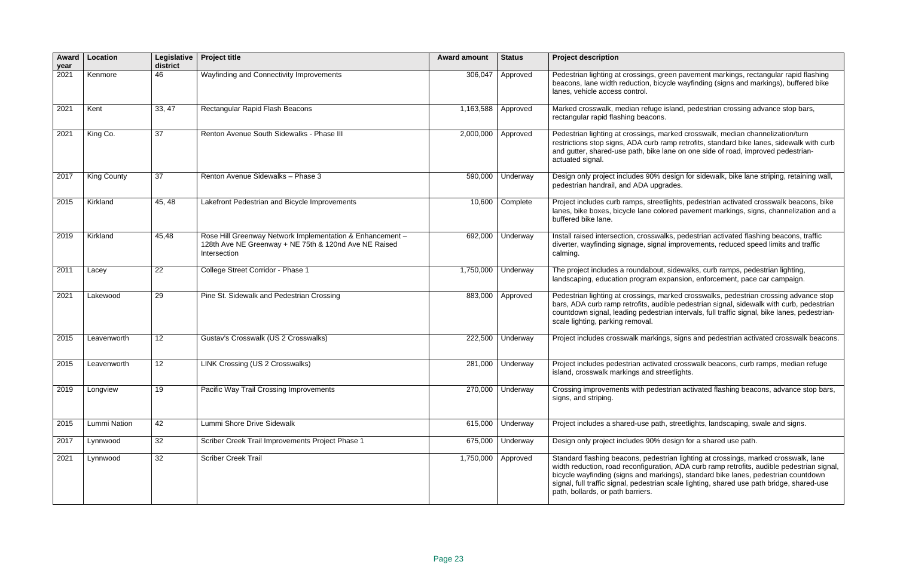| Award year | Location | Legislative district | Project title | Award amount | Status | Project description |
|---|---|---|---|---|---|---|
| 2021 | Kenmore | 46 | Wayfinding and Connectivity Improvements | 306,047 | Approved | Pedestrian lighting at crossings, green pavement markings, rectangular rapid flashing beacons, lane width reduction, bicycle wayfinding (signs and markings), buffered bike lanes, vehicle access control. |
| 2021 | Kent | 33, 47 | Rectangular Rapid Flash Beacons | 1,163,588 | Approved | Marked crosswalk, median refuge island, pedestrian crossing advance stop bars, rectangular rapid flashing beacons. |
| 2021 | King Co. | 37 | Renton Avenue South Sidewalks - Phase III | 2,000,000 | Approved | Pedestrian lighting at crossings, marked crosswalk, median channelization/turn restrictions stop signs, ADA curb ramp retrofits, standard bike lanes, sidewalk with curb and gutter, shared-use path, bike lane on one side of road, improved pedestrian-actuated signal. |
| 2017 | King County | 37 | Renton Avenue Sidewalks – Phase 3 | 590,000 | Underway | Design only project includes 90% design for sidewalk, bike lane striping, retaining wall, pedestrian handrail, and ADA upgrades. |
| 2015 | Kirkland | 45, 48 | Lakefront Pedestrian and Bicycle Improvements | 10,600 | Complete | Project includes curb ramps, streetlights, pedestrian activated crosswalk beacons, bike lanes, bike boxes, bicycle lane colored pavement markings, signs, channelization and a buffered bike lane. |
| 2019 | Kirkland | 45,48 | Rose Hill Greenway Network Implementation & Enhancement – 128th Ave NE Greenway + NE 75th & 120nd Ave NE Raised Intersection | 692,000 | Underway | Install raised intersection, crosswalks, pedestrian activated flashing beacons, traffic diverter, wayfinding signage, signal improvements, reduced speed limits and traffic calming. |
| 2011 | Lacey | 22 | College Street Corridor - Phase 1 | 1,750,000 | Underway | The project includes a roundabout, sidewalks, curb ramps, pedestrian lighting, landscaping, education program expansion, enforcement, pace car campaign. |
| 2021 | Lakewood | 29 | Pine St. Sidewalk and Pedestrian Crossing | 883,000 | Approved | Pedestrian lighting at crossings, marked crosswalks, pedestrian crossing advance stop bars, ADA curb ramp retrofits, audible pedestrian signal, sidewalk with curb, pedestrian countdown signal, leading pedestrian intervals, full traffic signal, bike lanes, pedestrian-scale lighting, parking removal. |
| 2015 | Leavenworth | 12 | Gustav's Crosswalk (US 2 Crosswalks) | 222,500 | Underway | Project includes crosswalk markings, signs and pedestrian activated crosswalk beacons. |
| 2015 | Leavenworth | 12 | LINK Crossing (US 2 Crosswalks) | 281,000 | Underway | Project includes pedestrian activated crosswalk beacons, curb ramps, median refuge island, crosswalk markings and streetlights. |
| 2019 | Longview | 19 | Pacific Way Trail Crossing Improvements | 270,000 | Underway | Crossing improvements with pedestrian activated flashing beacons, advance stop bars, signs, and striping. |
| 2015 | Lummi Nation | 42 | Lummi Shore Drive Sidewalk | 615,000 | Underway | Project includes a shared-use path, streetlights, landscaping, swale and signs. |
| 2017 | Lynnwood | 32 | Scriber Creek Trail Improvements Project Phase 1 | 675,000 | Underway | Design only project includes 90% design for a shared use path. |
| 2021 | Lynnwood | 32 | Scriber Creek Trail | 1,750,000 | Approved | Standard flashing beacons, pedestrian lighting at crossings, marked crosswalk, lane width reduction, road reconfiguration, ADA curb ramp retrofits, audible pedestrian signal, bicycle wayfinding (signs and markings), standard bike lanes, pedestrian countdown signal, full traffic signal, pedestrian scale lighting, shared use path bridge, shared-use path, bollards, or path barriers. |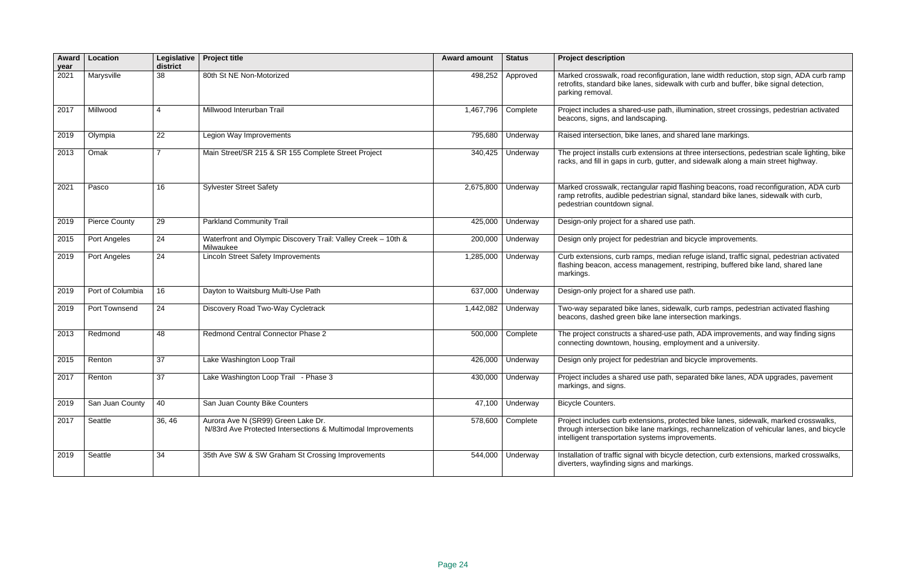| Award year | Location | Legislative district | Project title | Award amount | Status | Project description |
|---|---|---|---|---|---|---|
| 2021 | Marysville | 38 | 80th St NE Non-Motorized | 498,252 | Approved | Marked crosswalk, road reconfiguration, lane width reduction, stop sign, ADA curb ramp retrofits, standard bike lanes, sidewalk with curb and buffer, bike signal detection, parking removal. |
| 2017 | Millwood | 4 | Millwood Interurban Trail | 1,467,796 | Complete | Project includes a shared-use path, illumination, street crossings, pedestrian activated beacons, signs, and landscaping. |
| 2019 | Olympia | 22 | Legion Way Improvements | 795,680 | Underway | Raised intersection, bike lanes, and shared lane markings. |
| 2013 | Omak | 7 | Main Street/SR 215 & SR 155 Complete Street Project | 340,425 | Underway | The project installs curb extensions at three intersections, pedestrian scale lighting, bike racks, and fill in gaps in curb, gutter, and sidewalk along a main street highway. |
| 2021 | Pasco | 16 | Sylvester Street Safety | 2,675,800 | Underway | Marked crosswalk, rectangular rapid flashing beacons, road reconfiguration, ADA curb ramp retrofits, audible pedestrian signal, standard bike lanes, sidewalk with curb, pedestrian countdown signal. |
| 2019 | Pierce County | 29 | Parkland Community Trail | 425,000 | Underway | Design-only project for a shared use path. |
| 2015 | Port Angeles | 24 | Waterfront and Olympic Discovery Trail: Valley Creek – 10th & Milwaukee | 200,000 | Underway | Design only project for pedestrian and bicycle improvements. |
| 2019 | Port Angeles | 24 | Lincoln Street Safety Improvements | 1,285,000 | Underway | Curb extensions, curb ramps, median refuge island, traffic signal, pedestrian activated flashing beacon, access management, restriping, buffered bike land, shared lane markings. |
| 2019 | Port of Columbia | 16 | Dayton to Waitsburg Multi-Use Path | 637,000 | Underway | Design-only project for a shared use path. |
| 2019 | Port Townsend | 24 | Discovery Road Two-Way Cycletrack | 1,442,082 | Underway | Two-way separated bike lanes, sidewalk, curb ramps, pedestrian activated flashing beacons, dashed green bike lane intersection markings. |
| 2013 | Redmond | 48 | Redmond Central Connector Phase 2 | 500,000 | Complete | The project constructs a shared-use path, ADA improvements, and way finding signs connecting downtown, housing, employment and a university. |
| 2015 | Renton | 37 | Lake Washington Loop Trail | 426,000 | Underway | Design only project for pedestrian and bicycle improvements. |
| 2017 | Renton | 37 | Lake Washington Loop Trail - Phase 3 | 430,000 | Underway | Project includes a shared use path, separated bike lanes, ADA upgrades, pavement markings, and signs. |
| 2019 | San Juan County | 40 | San Juan County Bike Counters | 47,100 | Underway | Bicycle Counters. |
| 2017 | Seattle | 36, 46 | Aurora Ave N (SR99) Green Lake Dr. N/83rd Ave Protected Intersections & Multimodal Improvements | 578,600 | Complete | Project includes curb extensions, protected bike lanes, sidewalk, marked crosswalks, through intersection bike lane markings, rechannelization of vehicular lanes, and bicycle intelligent transportation systems improvements. |
| 2019 | Seattle | 34 | 35th Ave SW & SW Graham St Crossing Improvements | 544,000 | Underway | Installation of traffic signal with bicycle detection, curb extensions, marked crosswalks, diverters, wayfinding signs and markings. |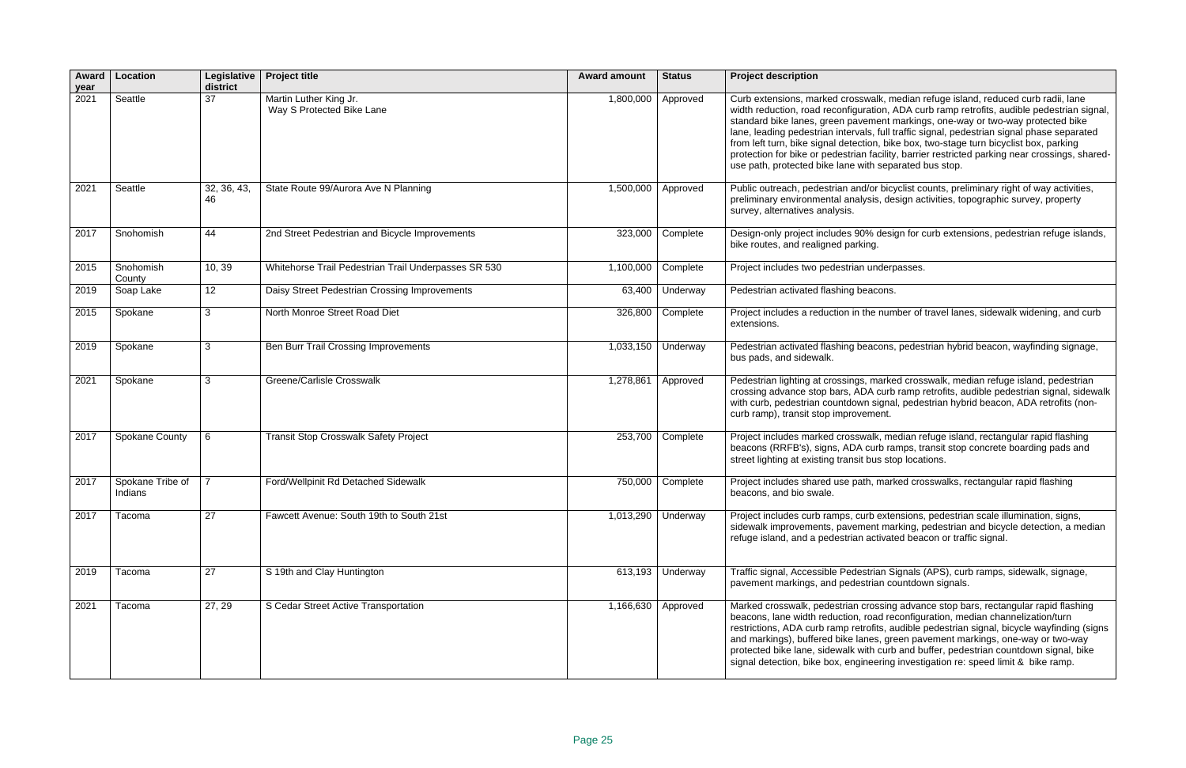| Award year | Location | Legislative district | Project title | Award amount | Status | Project description |
|---|---|---|---|---|---|---|
| 2021 | Seattle | 37 | Martin Luther King Jr. Way S Protected Bike Lane | 1,800,000 | Approved | Curb extensions, marked crosswalk, median refuge island, reduced curb radii, lane width reduction, road reconfiguration, ADA curb ramp retrofits, audible pedestrian signal, standard bike lanes, green pavement markings, one-way or two-way protected bike lane, leading pedestrian intervals, full traffic signal, pedestrian signal phase separated from left turn, bike signal detection, bike box, two-stage turn bicyclist box, parking protection for bike or pedestrian facility, barrier restricted parking near crossings, shared-use path, protected bike lane with separated bus stop. |
| 2021 | Seattle | 32, 36, 43, 46 | State Route 99/Aurora Ave N Planning | 1,500,000 | Approved | Public outreach, pedestrian and/or bicyclist counts, preliminary right of way activities, preliminary environmental analysis, design activities, topographic survey, property survey, alternatives analysis. |
| 2017 | Snohomish | 44 | 2nd Street Pedestrian and Bicycle Improvements | 323,000 | Complete | Design-only project includes 90% design for curb extensions, pedestrian refuge islands, bike routes, and realigned parking. |
| 2015 | Snohomish County | 10, 39 | Whitehorse Trail Pedestrian Trail Underpasses SR 530 | 1,100,000 | Complete | Project includes two pedestrian underpasses. |
| 2019 | Soap Lake | 12 | Daisy Street Pedestrian Crossing Improvements | 63,400 | Underway | Pedestrian activated flashing beacons. |
| 2015 | Spokane | 3 | North Monroe Street Road Diet | 326,800 | Complete | Project includes a reduction in the number of travel lanes, sidewalk widening, and curb extensions. |
| 2019 | Spokane | 3 | Ben Burr Trail Crossing Improvements | 1,033,150 | Underway | Pedestrian activated flashing beacons, pedestrian hybrid beacon, wayfinding signage, bus pads, and sidewalk. |
| 2021 | Spokane | 3 | Greene/Carlisle Crosswalk | 1,278,861 | Approved | Pedestrian lighting at crossings, marked crosswalk, median refuge island, pedestrian crossing advance stop bars, ADA curb ramp retrofits, audible pedestrian signal, sidewalk with curb, pedestrian countdown signal, pedestrian hybrid beacon, ADA retrofits (non-curb ramp), transit stop improvement. |
| 2017 | Spokane County | 6 | Transit Stop Crosswalk Safety Project | 253,700 | Complete | Project includes marked crosswalk, median refuge island, rectangular rapid flashing beacons (RRFB's), signs, ADA curb ramps, transit stop concrete boarding pads and street lighting at existing transit bus stop locations. |
| 2017 | Spokane Tribe of Indians | 7 | Ford/Wellpinit Rd Detached Sidewalk | 750,000 | Complete | Project includes shared use path, marked crosswalks, rectangular rapid flashing beacons, and bio swale. |
| 2017 | Tacoma | 27 | Fawcett Avenue: South 19th to South 21st | 1,013,290 | Underway | Project includes curb ramps, curb extensions, pedestrian scale illumination, signs, sidewalk improvements, pavement marking, pedestrian and bicycle detection, a median refuge island, and a pedestrian activated beacon or traffic signal. |
| 2019 | Tacoma | 27 | S 19th and Clay Huntington | 613,193 | Underway | Traffic signal, Accessible Pedestrian Signals (APS), curb ramps, sidewalk, signage, pavement markings, and pedestrian countdown signals. |
| 2021 | Tacoma | 27, 29 | S Cedar Street Active Transportation | 1,166,630 | Approved | Marked crosswalk, pedestrian crossing advance stop bars, rectangular rapid flashing beacons, lane width reduction, road reconfiguration, median channelization/turn restrictions, ADA curb ramp retrofits, audible pedestrian signal, bicycle wayfinding (signs and markings), buffered bike lanes, green pavement markings, one-way or two-way protected bike lane, sidewalk with curb and buffer, pedestrian countdown signal, bike signal detection, bike box, engineering investigation re: speed limit & bike ramp. |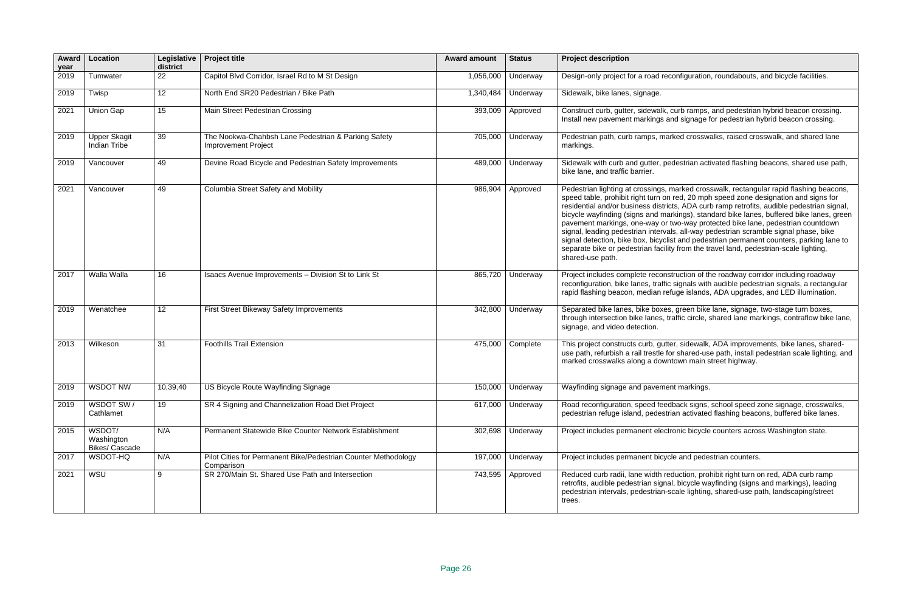| Award year | Location | Legislative district | Project title | Award amount | Status | Project description |
|---|---|---|---|---|---|---|
| 2019 | Tumwater | 22 | Capitol Blvd Corridor, Israel Rd to M St Design | 1,056,000 | Underway | Design-only project for a road reconfiguration, roundabouts, and bicycle facilities. |
| 2019 | Twisp | 12 | North End SR20 Pedestrian / Bike Path | 1,340,484 | Underway | Sidewalk, bike lanes, signage. |
| 2021 | Union Gap | 15 | Main Street Pedestrian Crossing | 393,009 | Approved | Construct curb, gutter, sidewalk, curb ramps, and pedestrian hybrid beacon crossing. Install new pavement markings and signage for pedestrian hybrid beacon crossing. |
| 2019 | Upper Skagit Indian Tribe | 39 | The Nookwa-Chahbsh Lane Pedestrian & Parking Safety Improvement Project | 705,000 | Underway | Pedestrian path, curb ramps, marked crosswalks, raised crosswalk, and shared lane markings. |
| 2019 | Vancouver | 49 | Devine Road Bicycle and Pedestrian Safety Improvements | 489,000 | Underway | Sidewalk with curb and gutter, pedestrian activated flashing beacons, shared use path, bike lane, and traffic barrier. |
| 2021 | Vancouver | 49 | Columbia Street Safety and Mobility | 986,904 | Approved | Pedestrian lighting at crossings, marked crosswalk, rectangular rapid flashing beacons, speed table, prohibit right turn on red, 20 mph speed zone designation and signs for residential and/or business districts, ADA curb ramp retrofits, audible pedestrian signal, bicycle wayfinding (signs and markings), standard bike lanes, buffered bike lanes, green pavement markings, one-way or two-way protected bike lane, pedestrian countdown signal, leading pedestrian intervals, all-way pedestrian scramble signal phase, bike signal detection, bike box, bicyclist and pedestrian permanent counters, parking lane to separate bike or pedestrian facility from the travel land, pedestrian-scale lighting, shared-use path. |
| 2017 | Walla Walla | 16 | Isaacs Avenue Improvements – Division St to Link St | 865,720 | Underway | Project includes complete reconstruction of the roadway corridor including roadway reconfiguration, bike lanes, traffic signals with audible pedestrian signals, a rectangular rapid flashing beacon, median refuge islands, ADA upgrades, and LED illumination. |
| 2019 | Wenatchee | 12 | First Street Bikeway Safety Improvements | 342,800 | Underway | Separated bike lanes, bike boxes, green bike lane, signage, two-stage turn boxes, through intersection bike lanes, traffic circle, shared lane markings, contraflow bike lane, signage, and video detection. |
| 2013 | Wilkeson | 31 | Foothills Trail Extension | 475,000 | Complete | This project constructs curb, gutter, sidewalk, ADA improvements, bike lanes, shared-use path, refurbish a rail trestle for shared-use path, install pedestrian scale lighting, and marked crosswalks along a downtown main street highway. |
| 2019 | WSDOT NW | 10,39,40 | US Bicycle Route Wayfinding Signage | 150,000 | Underway | Wayfinding signage and pavement markings. |
| 2019 | WSDOT SW / Cathlamet | 19 | SR 4 Signing and Channelization Road Diet Project | 617,000 | Underway | Road reconfiguration, speed feedback signs, school speed zone signage, crosswalks, pedestrian refuge island, pedestrian activated flashing beacons, buffered bike lanes. |
| 2015 | WSDOT/ Washington Bikes/ Cascade | N/A | Permanent Statewide Bike Counter Network Establishment | 302,698 | Underway | Project includes permanent electronic bicycle counters across Washington state. |
| 2017 | WSDOT-HQ | N/A | Pilot Cities for Permanent Bike/Pedestrian Counter Methodology Comparison | 197,000 | Underway | Project includes permanent bicycle and pedestrian counters. |
| 2021 | WSU | 9 | SR 270/Main St. Shared Use Path and Intersection | 743,595 | Approved | Reduced curb radii, lane width reduction, prohibit right turn on red, ADA curb ramp retrofits, audible pedestrian signal, bicycle wayfinding (signs and markings), leading pedestrian intervals, pedestrian-scale lighting, shared-use path, landscaping/street trees. |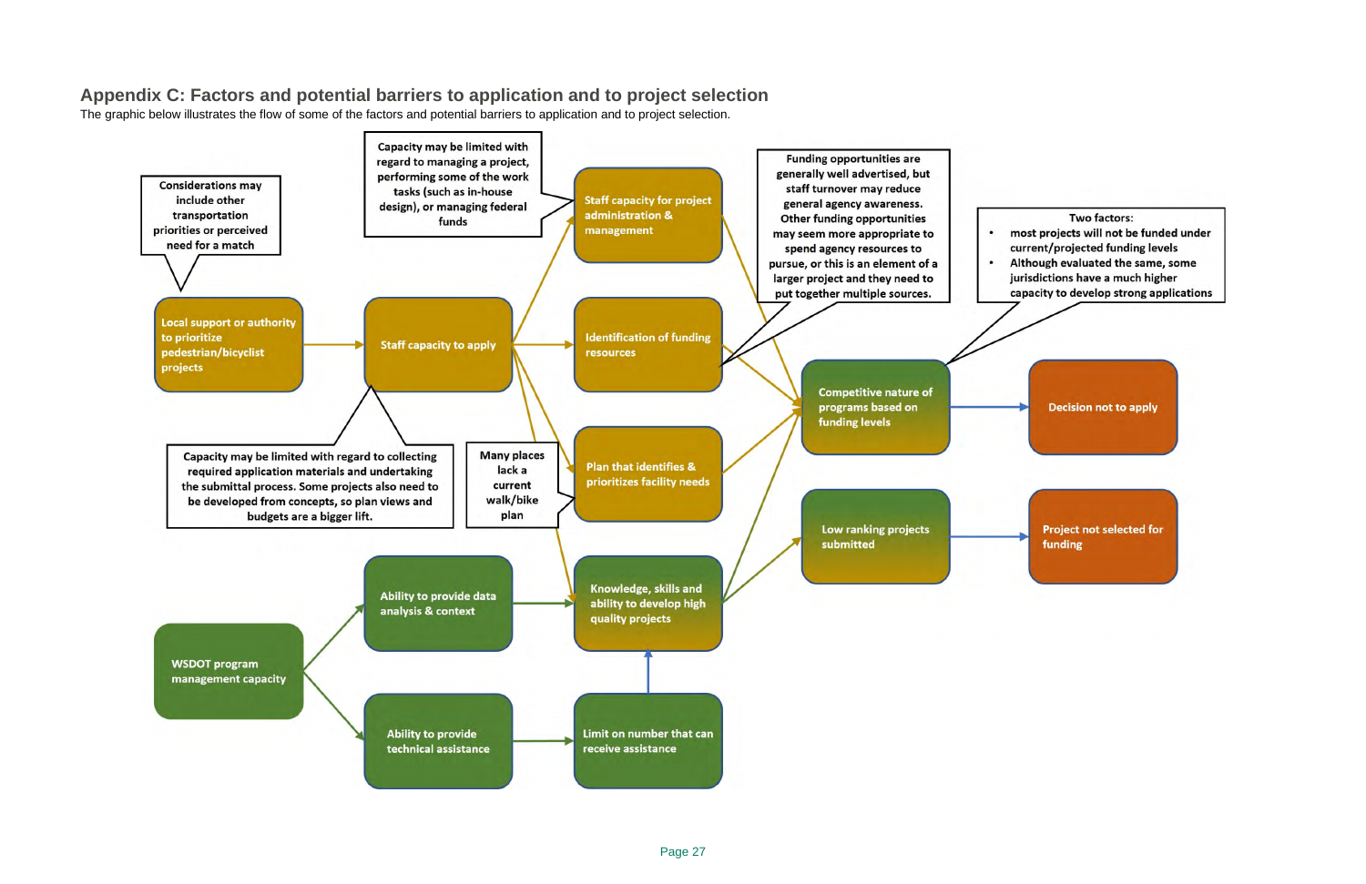## Appendix C: Factors and potential barriers to application and to project selection

The graphic below illustrates the flow of some of the factors and potential barriers to application and to project selection.

Considerations may include other transportation priorities or perceived need for a match

Local support or authority to prioritize pedestrian/bicyclist projects

Staff capacity to apply

Capacity may be limited with regard to collecting required application materials and undertaking the submittal process. Some projects also need to be developed from concepts, so plan views and budgets are a bigger lift.

Capacity may be limited with regard to managing a project, performing some of the work tasks (such as in-house design), or managing federal funds

Staff capacity for project administration & management

Identification of funding resources

Funding opportunities are generally well advertised, but staff turnover may reduce general agency awareness. Other funding opportunities may seem more appropriate to pursue, or this is an element of a larger project and they need to put together multiple sources.

Many places lack a current walk/bike plan

Plan that identifies & prioritizes facility needs

Knowledge, skills and ability to develop high quality projects

WSDOT program management capacity

Ability to provide data analysis & context

Ability to provide technical assistance

Limit on number that can receive assistance

Competitive nature of programs based on funding levels

Two factors:

- most projects will not be funded under current/projected funding levels
- Although evaluated the same, some jurisdictions have a much higher capacity to develop strong applications

Low ranking projects submitted

Decision not to apply

Project not selected for funding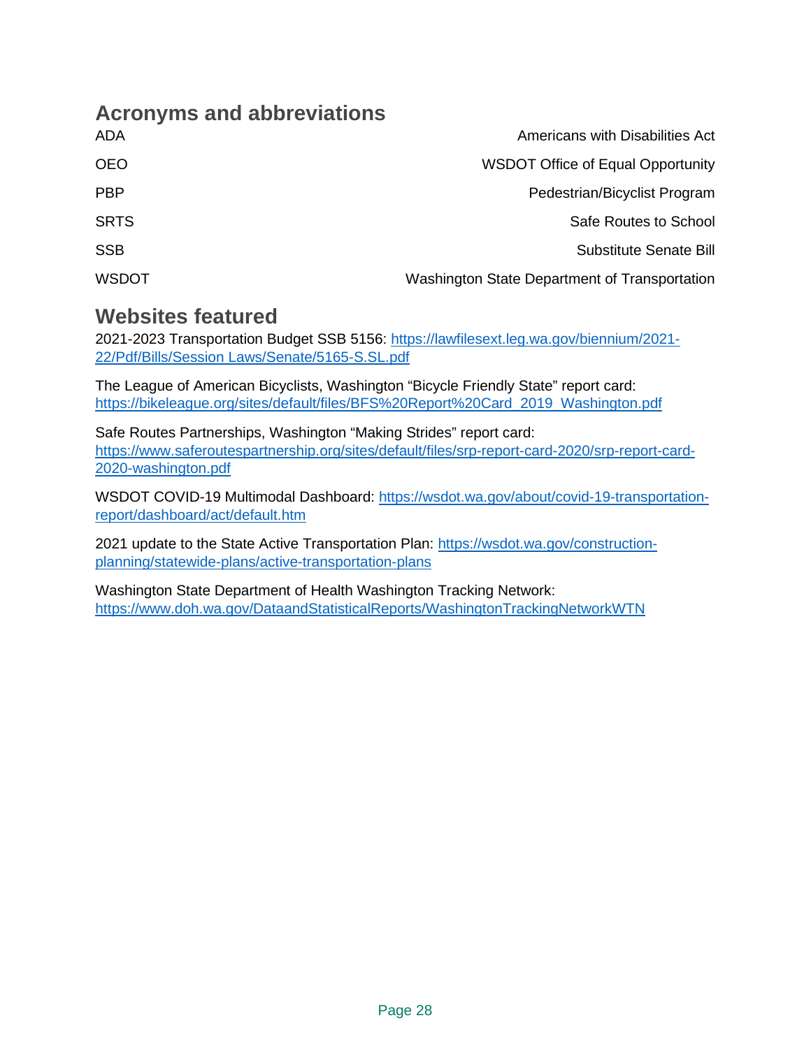## Acronyms and abbreviations

| | |
|---|---|
| ADA | Americans with Disabilities Act |
| OEO | WSDOT Office of Equal Opportunity |
| PBP | Pedestrian/Bicyclist Program |
| SRTS | Safe Routes to School |
| SSB | Substitute Senate Bill |
| WSDOT | Washington State Department of Transportation |

## Websites featured

2021-2023 Transportation Budget SSB 5156: [https://lawfilesext.leg.wa.gov/biennium/2021-22/Pdf/Bills/Session Laws/Senate/5165-S.SL.pdf](https://lawfilesext.leg.wa.gov/biennium/2021-22/Pdf/Bills/Session%20Laws/Senate/5165-S.SL.pdf)

The League of American Bicyclists, Washington "Bicycle Friendly State" report card: [https://bikeleague.org/sites/default/files/BFS%20Report%20Card_2019_Washington.pdf](https://bikeleague.org/sites/default/files/BFS%20Report%20Card_2019_Washington.pdf)

Safe Routes Partnerships, Washington "Making Strides" report card: [https://www.saferoutespartnership.org/sites/default/files/srp-report-card-2020/srp-report-card-2020-washington.pdf](https://www.saferoutespartnership.org/sites/default/files/srp-report-card-2020/srp-report-card-2020-washington.pdf)

WSDOT COVID-19 Multimodal Dashboard: [https://wsdot.wa.gov/about/covid-19-transportation-report/dashboard/act/default.htm](https://wsdot.wa.gov/about/covid-19-transportation-report/dashboard/act/default.htm)

2021 update to the State Active Transportation Plan: [https://wsdot.wa.gov/construction-planning/statewide-plans/active-transportation-plans](https://wsdot.wa.gov/construction-planning/statewide-plans/active-transportation-plans)

Washington State Department of Health Washington Tracking Network: [https://www.doh.wa.gov/DataandStatisticalReports/WashingtonTrackingNetworkWTN](https://www.doh.wa.gov/DataandStatisticalReports/WashingtonTrackingNetworkWTN)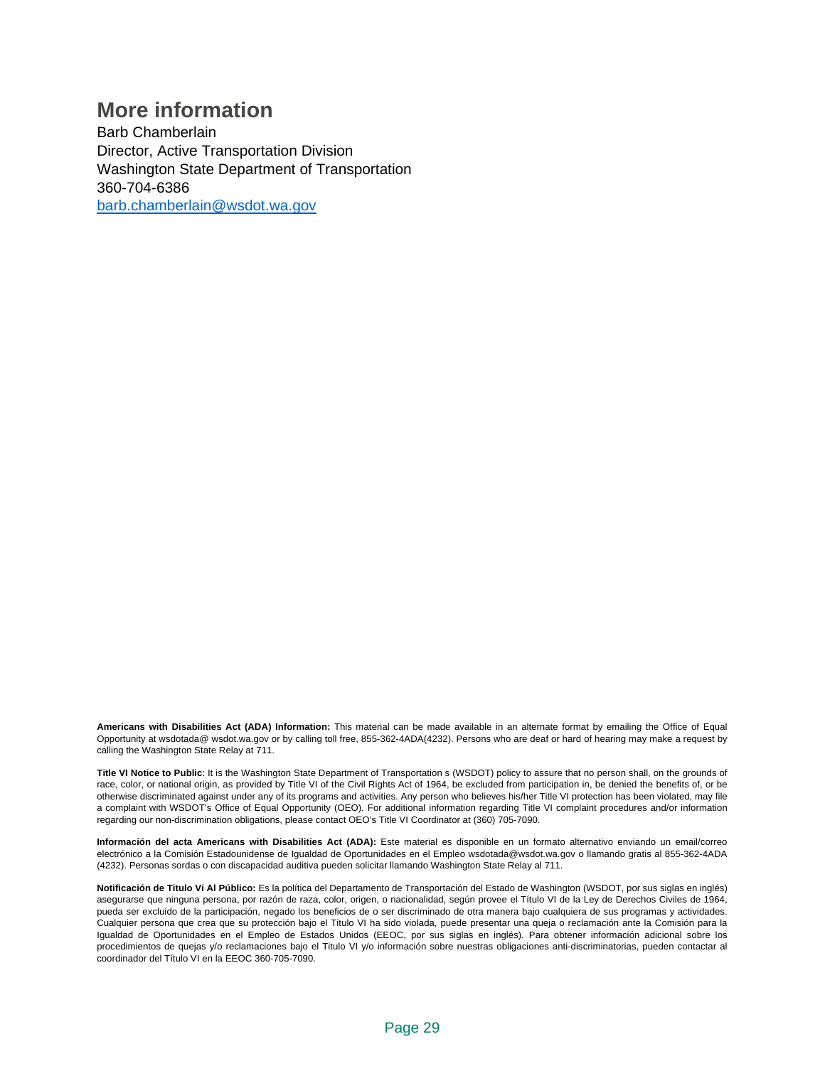## More information

Barb Chamberlain
Director, Active Transportation Division
Washington State Department of Transportation
360-704-6386
barb.chamberlain@wsdot.wa.gov

**Americans with Disabilities Act (ADA) Information:** This material can be made available in an alternate format by emailing the Office of Equal Opportunity at wsdotada@ wsdot.wa.gov or by calling toll free, 855-362-4ADA(4232). Persons who are deaf or hard of hearing may make a request by calling the Washington State Relay at 711.

**Title VI Notice to Public**: It is the Washington State Department of Transportation s (WSDOT) policy to assure that no person shall, on the grounds of race, color, or national origin, as provided by Title VI of the Civil Rights Act of 1964, be excluded from participation in, be denied the benefits of, or be otherwise discriminated against under any of its programs and activities. Any person who believes his/her Title VI protection has been violated, may file a complaint with WSDOT's Office of Equal Opportunity (OEO). For additional information regarding Title VI complaint procedures and/or information regarding our non-discrimination obligations, please contact OEO's Title VI Coordinator at (360) 705-7090.

**Información del acta Americans with Disabilities Act (ADA):** Este material es disponible en un formato alternativo enviando un email/correo electrónico a la Comisión Estadounidense de Igualdad de Oportunidades en el Empleo wsdotada@wsdot.wa.gov o llamando gratis al 855-362-4ADA (4232). Personas sordas o con discapacidad auditiva pueden solicitar llamando Washington State Relay al 711.

**Notificación de Titulo Vi Al Público:** Es la política del Departamento de Transportación del Estado de Washington (WSDOT, por sus siglas en inglés) asegurarse que ninguna persona, por razón de raza, color, origen, o nacionalidad, según provee el Título VI de la Ley de Derechos Civiles de 1964, pueda ser excluido de la participación, negado los beneficios de o ser discriminado de otra manera bajo cualquiera de sus programas y actividades. Cualquier persona que crea que su protección bajo el Titulo VI ha sido violada, puede presentar una queja o reclamación ante la Comisión para la Igualdad de Oportunidades en el Empleo de Estados Unidos (EEOC, por sus siglas en inglés). Para obtener información adicional sobre los procedimientos de quejas y/o reclamaciones bajo el Titulo VI y/o información sobre nuestras obligaciones anti-discriminatorias, pueden contactar al coordinador del Título VI en la EEOC 360-705-7090.